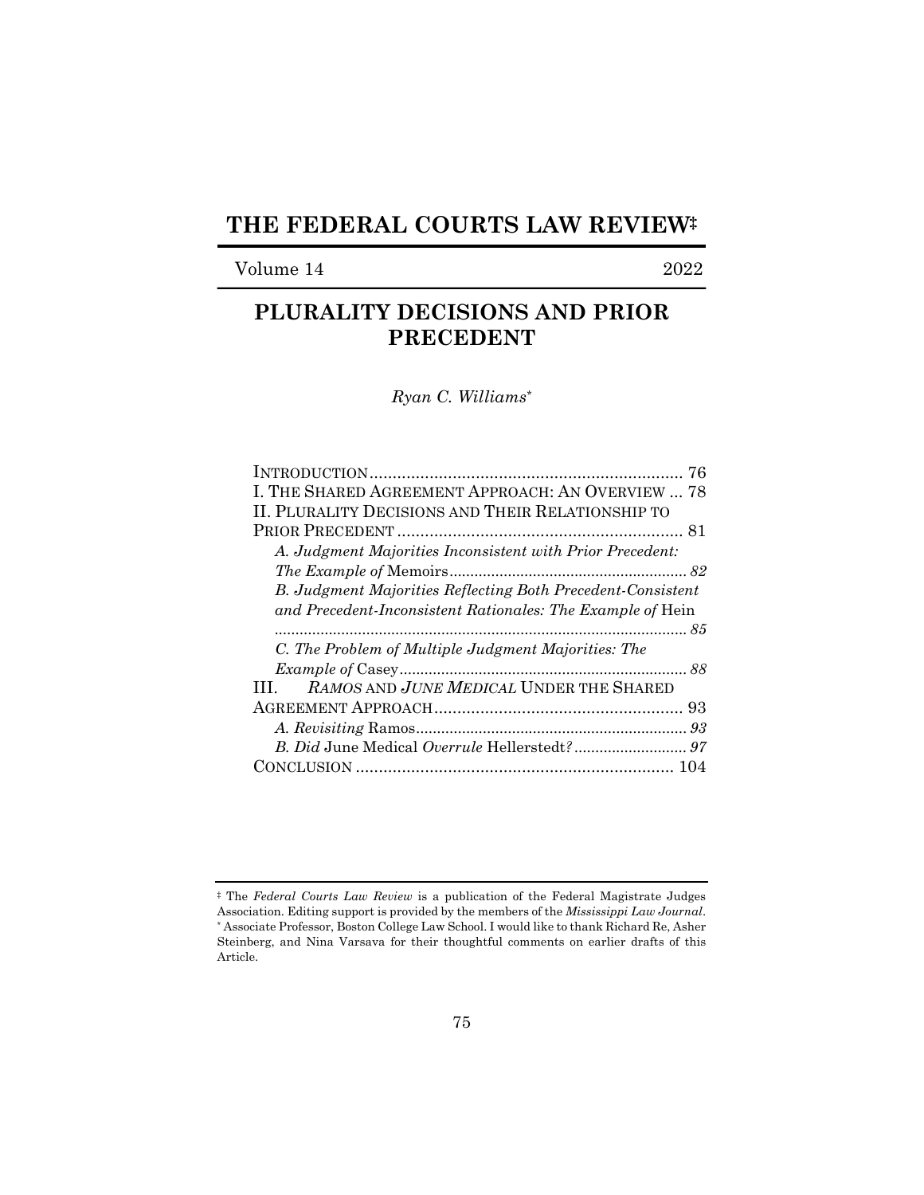# THE FEDERAL COURTS LAW REVIEW‡

Volume 14 2022

## PLURALITY DECISIONS AND PRIOR PRECEDENT

*Ryan C. Williams*\*

INTRODUCTION .................................................................... 76
I. THE SHARED AGREEMENT APPROACH: AN OVERVIEW ... 78
II. PLURALITY DECISIONS AND THEIR RELATIONSHIP TO PRIOR PRECEDENT .............................................................. 81
*A. Judgment Majorities Inconsistent with Prior Precedent: The Example of* Memoirs ......................................................... *82*
*B. Judgment Majorities Reflecting Both Precedent-Consistent and Precedent-Inconsistent Rationales: The Example of* Hein ................................................................................................. *85*
*C. The Problem of Multiple Judgment Majorities: The Example of* Casey .................................................................... *88*
III. *RAMOS* AND *JUNE MEDICAL* UNDER THE SHARED AGREEMENT APPROACH ...................................................... 93
*A. Revisiting* Ramos ................................................................. *93*
*B. Did* June Medical *Overrule* Hellerstedt*?* ........................... *97*
CONCLUSION ..................................................................... 104

‡ The *Federal Courts Law Review* is a publication of the Federal Magistrate Judges Association. Editing support is provided by the members of the *Mississippi Law Journal*.
\* Associate Professor, Boston College Law School. I would like to thank Richard Re, Asher Steinberg, and Nina Varsava for their thoughtful comments on earlier drafts of this Article.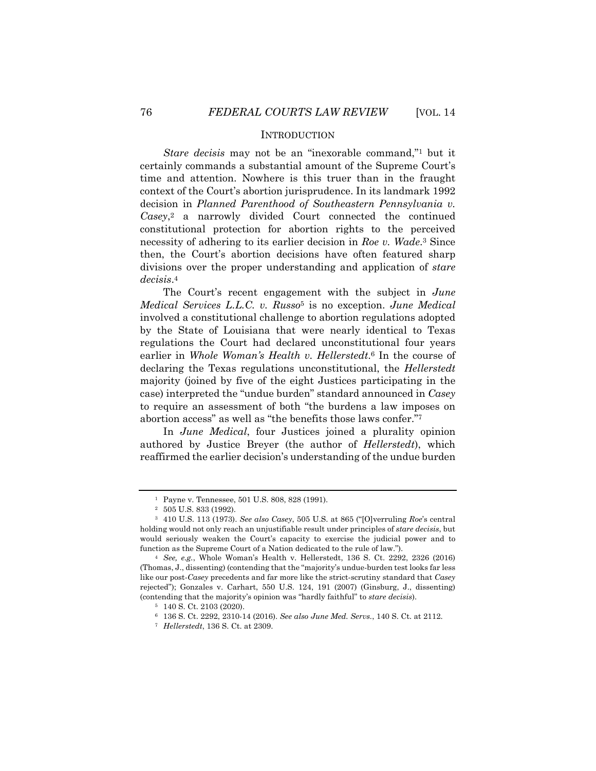## INTRODUCTION

*Stare decisis* may not be an "inexorable command,"[1] but it certainly commands a substantial amount of the Supreme Court's time and attention. Nowhere is this truer than in the fraught context of the Court's abortion jurisprudence. In its landmark 1992 decision in *Planned Parenthood of Southeastern Pennsylvania v. Casey*,[2] a narrowly divided Court connected the continued constitutional protection for abortion rights to the perceived necessity of adhering to its earlier decision in *Roe v. Wade*.[3] Since then, the Court's abortion decisions have often featured sharp divisions over the proper understanding and application of *stare decisis*.[4]

The Court's recent engagement with the subject in *June Medical Services L.L.C. v. Russo*[5] is no exception. *June Medical* involved a constitutional challenge to abortion regulations adopted by the State of Louisiana that were nearly identical to Texas regulations the Court had declared unconstitutional four years earlier in *Whole Woman's Health v. Hellerstedt*.[6] In the course of declaring the Texas regulations unconstitutional, the *Hellerstedt* majority (joined by five of the eight Justices participating in the case) interpreted the "undue burden" standard announced in *Casey* to require an assessment of both "the burdens a law imposes on abortion access" as well as "the benefits those laws confer."[7]

In *June Medical*, four Justices joined a plurality opinion authored by Justice Breyer (the author of *Hellerstedt*), which reaffirmed the earlier decision's understanding of the undue burden

---

[1] Payne v. Tennessee, 501 U.S. 808, 828 (1991).

[2] 505 U.S. 833 (1992).

[3] 410 U.S. 113 (1973). *See also Casey*, 505 U.S. at 865 ("[O]verruling *Roe*'s central holding would not only reach an unjustifiable result under principles of *stare decisis*, but would seriously weaken the Court's capacity to exercise the judicial power and to function as the Supreme Court of a Nation dedicated to the rule of law.").

[4] *See, e.g.*, Whole Woman's Health v. Hellerstedt, 136 S. Ct. 2292, 2326 (2016) (Thomas, J., dissenting) (contending that the "majority's undue-burden test looks far less like our post-*Casey* precedents and far more like the strict-scrutiny standard that *Casey* rejected"); Gonzales v. Carhart, 550 U.S. 124, 191 (2007) (Ginsburg, J., dissenting) (contending that the majority's opinion was "hardly faithful" to *stare decisis*).

[5] 140 S. Ct. 2103 (2020).

[6] 136 S. Ct. 2292, 2310-14 (2016). *See also June Med. Servs.*, 140 S. Ct. at 2112.

[7] *Hellerstedt*, 136 S. Ct. at 2309.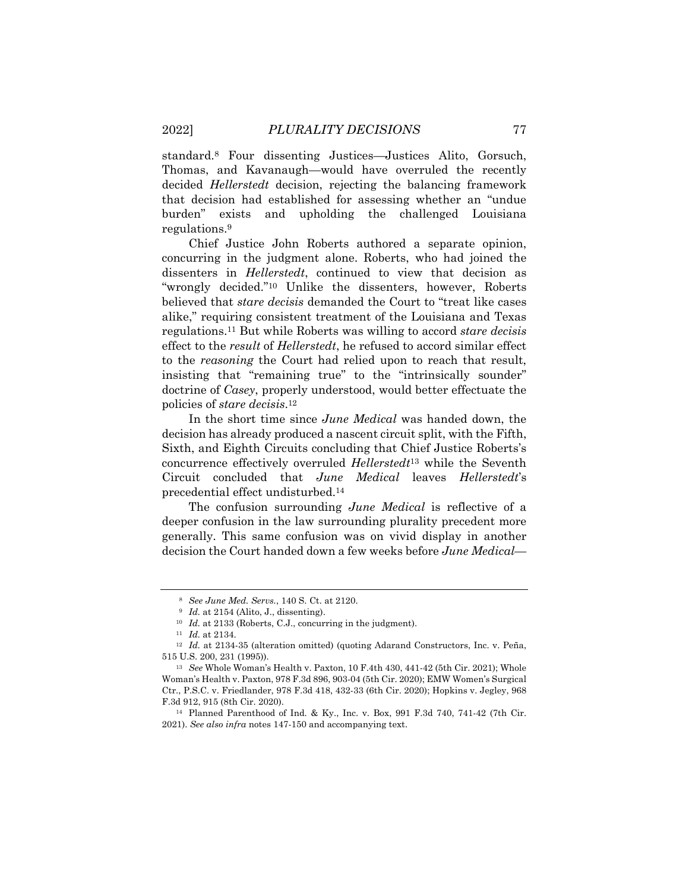standard.[8] Four dissenting Justices—Justices Alito, Gorsuch, Thomas, and Kavanaugh—would have overruled the recently decided *Hellerstedt* decision, rejecting the balancing framework that decision had established for assessing whether an "undue burden" exists and upholding the challenged Louisiana regulations.[9]

Chief Justice John Roberts authored a separate opinion, concurring in the judgment alone. Roberts, who had joined the dissenters in *Hellerstedt*, continued to view that decision as "wrongly decided."[10] Unlike the dissenters, however, Roberts believed that *stare decisis* demanded the Court to "treat like cases alike," requiring consistent treatment of the Louisiana and Texas regulations.[11] But while Roberts was willing to accord *stare decisis* effect to the *result* of *Hellerstedt*, he refused to accord similar effect to the *reasoning* the Court had relied upon to reach that result, insisting that "remaining true" to the "intrinsically sounder" doctrine of *Casey*, properly understood, would better effectuate the policies of *stare decisis*.[12]

In the short time since *June Medical* was handed down, the decision has already produced a nascent circuit split, with the Fifth, Sixth, and Eighth Circuits concluding that Chief Justice Roberts's concurrence effectively overruled *Hellerstedt*[13] while the Seventh Circuit concluded that *June Medical* leaves *Hellerstedt*'s precedential effect undisturbed.[14]

The confusion surrounding *June Medical* is reflective of a deeper confusion in the law surrounding plurality precedent more generally. This same confusion was on vivid display in another decision the Court handed down a few weeks before *June Medical*—

---

[8] *See June Med. Servs.*, 140 S. Ct. at 2120.

[9] *Id.* at 2154 (Alito, J., dissenting).

[10] *Id.* at 2133 (Roberts, C.J., concurring in the judgment).

[11] *Id.* at 2134.

[12] *Id.* at 2134-35 (alteration omitted) (quoting Adarand Constructors, Inc. v. Peña, 515 U.S. 200, 231 (1995)).

[13] *See* Whole Woman's Health v. Paxton, 10 F.4th 430, 441-42 (5th Cir. 2021); Whole Woman's Health v. Paxton, 978 F.3d 896, 903-04 (5th Cir. 2020); EMW Women's Surgical Ctr., P.S.C. v. Friedlander, 978 F.3d 418, 432-33 (6th Cir. 2020); Hopkins v. Jegley, 968 F.3d 912, 915 (8th Cir. 2020).

[14] Planned Parenthood of Ind. & Ky., Inc. v. Box, 991 F.3d 740, 741-42 (7th Cir. 2021). *See also infra* notes 147-150 and accompanying text.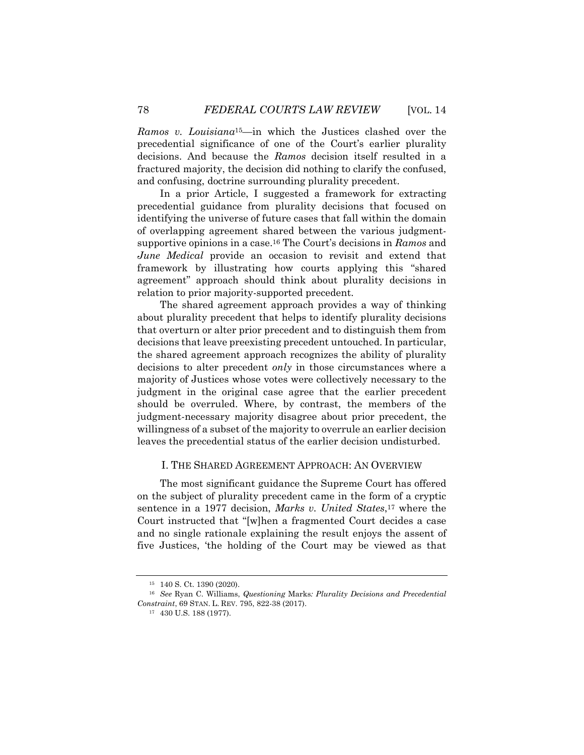*Ramos v. Louisiana*[15]—in which the Justices clashed over the precedential significance of one of the Court's earlier plurality decisions. And because the *Ramos* decision itself resulted in a fractured majority, the decision did nothing to clarify the confused, and confusing, doctrine surrounding plurality precedent.

In a prior Article, I suggested a framework for extracting precedential guidance from plurality decisions that focused on identifying the universe of future cases that fall within the domain of overlapping agreement shared between the various judgment-supportive opinions in a case.[16] The Court's decisions in *Ramos* and *June Medical* provide an occasion to revisit and extend that framework by illustrating how courts applying this "shared agreement" approach should think about plurality decisions in relation to prior majority-supported precedent.

The shared agreement approach provides a way of thinking about plurality precedent that helps to identify plurality decisions that overturn or alter prior precedent and to distinguish them from decisions that leave preexisting precedent untouched. In particular, the shared agreement approach recognizes the ability of plurality decisions to alter precedent *only* in those circumstances where a majority of Justices whose votes were collectively necessary to the judgment in the original case agree that the earlier precedent should be overruled. Where, by contrast, the members of the judgment-necessary majority disagree about prior precedent, the willingness of a subset of the majority to overrule an earlier decision leaves the precedential status of the earlier decision undisturbed.

## I. THE SHARED AGREEMENT APPROACH: AN OVERVIEW

The most significant guidance the Supreme Court has offered on the subject of plurality precedent came in the form of a cryptic sentence in a 1977 decision, *Marks v. United States*,[17] where the Court instructed that "[w]hen a fragmented Court decides a case and no single rationale explaining the result enjoys the assent of five Justices, 'the holding of the Court may be viewed as that

---

[15] 140 S. Ct. 1390 (2020).

[16] *See* Ryan C. Williams, *Questioning* Marks*: Plurality Decisions and Precedential Constraint*, 69 STAN. L. REV. 795, 822-38 (2017).

[17] 430 U.S. 188 (1977).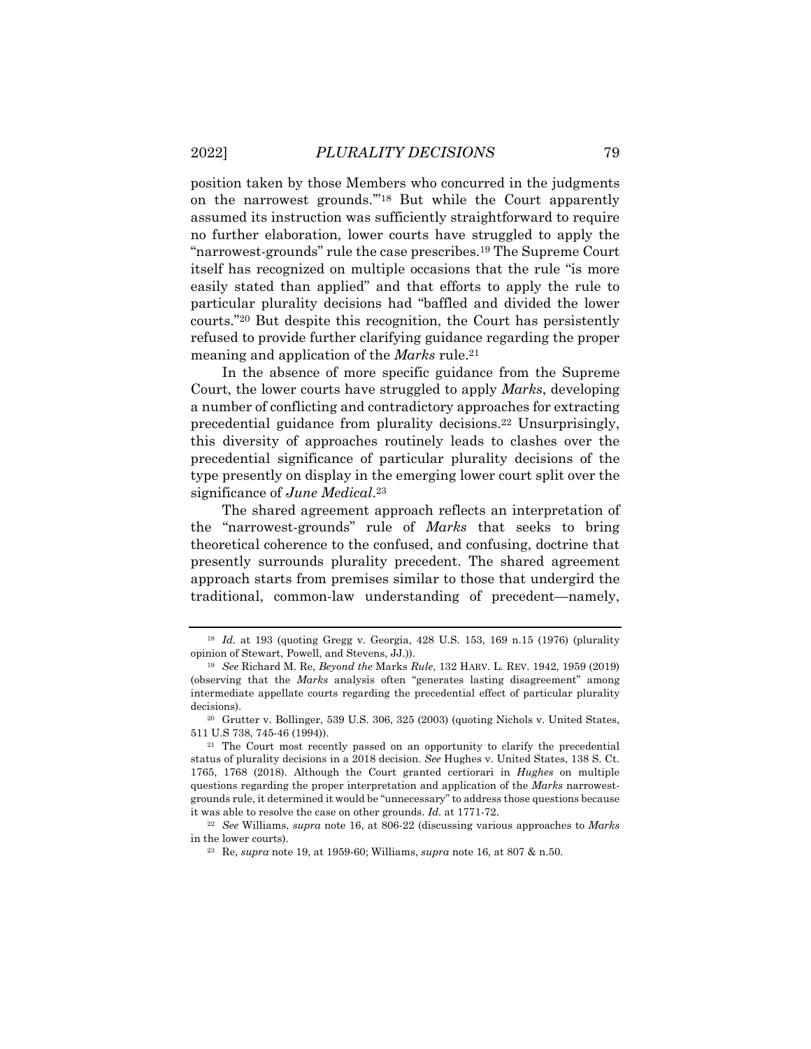position taken by those Members who concurred in the judgments on the narrowest grounds.'"[18] But while the Court apparently assumed its instruction was sufficiently straightforward to require no further elaboration, lower courts have struggled to apply the "narrowest-grounds" rule the case prescribes.[19] The Supreme Court itself has recognized on multiple occasions that the rule "is more easily stated than applied" and that efforts to apply the rule to particular plurality decisions had "baffled and divided the lower courts."[20] But despite this recognition, the Court has persistently refused to provide further clarifying guidance regarding the proper meaning and application of the *Marks* rule.[21]

In the absence of more specific guidance from the Supreme Court, the lower courts have struggled to apply *Marks*, developing a number of conflicting and contradictory approaches for extracting precedential guidance from plurality decisions.[22] Unsurprisingly, this diversity of approaches routinely leads to clashes over the precedential significance of particular plurality decisions of the type presently on display in the emerging lower court split over the significance of *June Medical*.[23]

The shared agreement approach reflects an interpretation of the "narrowest-grounds" rule of *Marks* that seeks to bring theoretical coherence to the confused, and confusing, doctrine that presently surrounds plurality precedent. The shared agreement approach starts from premises similar to those that undergird the traditional, common-law understanding of precedent—namely,

---

[18] *Id.* at 193 (quoting Gregg v. Georgia, 428 U.S. 153, 169 n.15 (1976) (plurality opinion of Stewart, Powell, and Stevens, JJ.)).

[19] *See* Richard M. Re, *Beyond the* Marks *Rule*, 132 HARV. L. REV. 1942, 1959 (2019) (observing that the *Marks* analysis often "generates lasting disagreement" among intermediate appellate courts regarding the precedential effect of particular plurality decisions).

[20] Grutter v. Bollinger, 539 U.S. 306, 325 (2003) (quoting Nichols v. United States, 511 U.S 738, 745-46 (1994)).

[21] The Court most recently passed on an opportunity to clarify the precedential status of plurality decisions in a 2018 decision. *See* Hughes v. United States, 138 S. Ct. 1765, 1768 (2018). Although the Court granted certiorari in *Hughes* on multiple questions regarding the proper interpretation and application of the *Marks* narrowest-grounds rule, it determined it would be "unnecessary" to address those questions because it was able to resolve the case on other grounds. *Id.* at 1771-72.

[22] *See* Williams, *supra* note 16, at 806-22 (discussing various approaches to *Marks* in the lower courts).

[23] Re, *supra* note 19, at 1959-60; Williams, *supra* note 16, at 807 & n.50.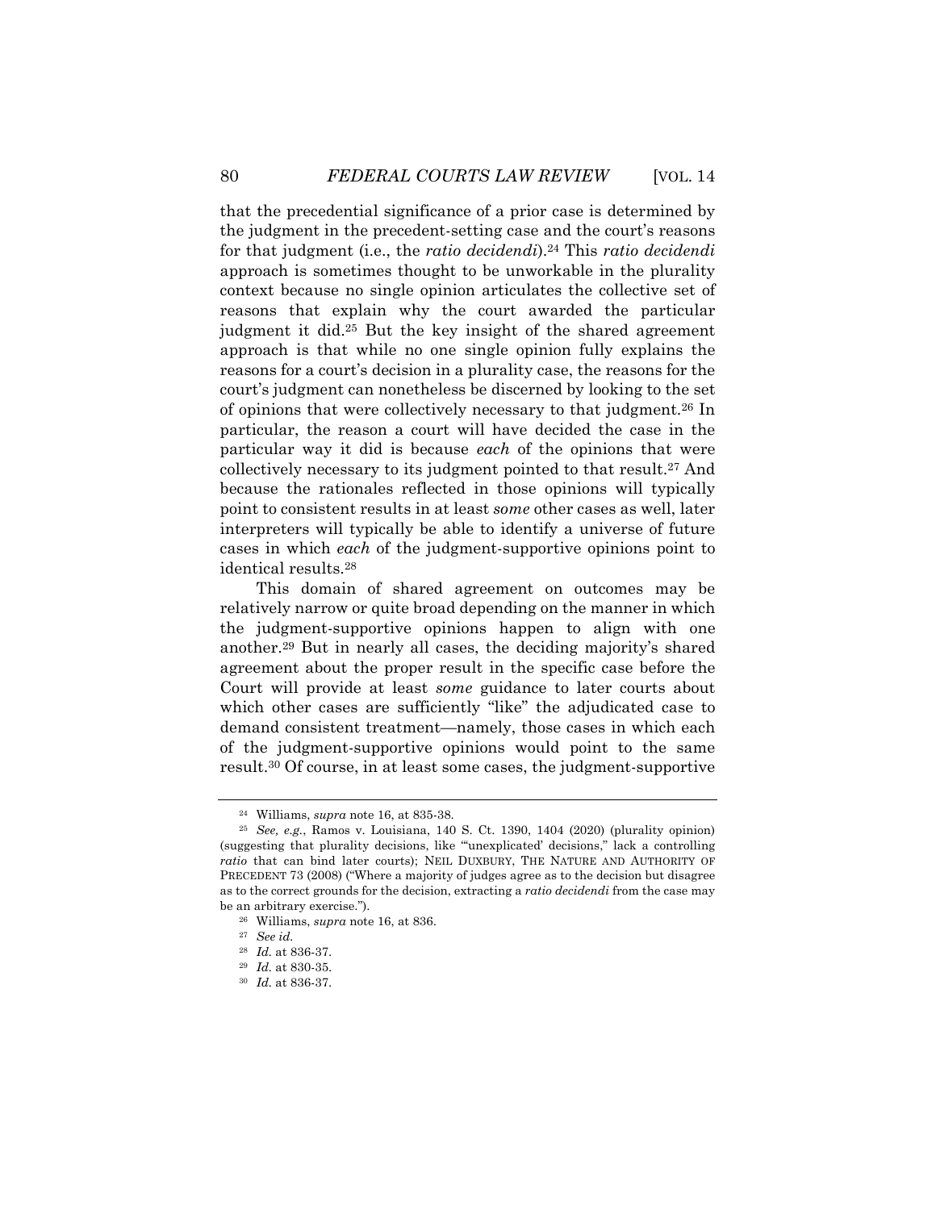that the precedential significance of a prior case is determined by the judgment in the precedent-setting case and the court's reasons for that judgment (i.e., the *ratio decidendi*).[24] This *ratio decidendi* approach is sometimes thought to be unworkable in the plurality context because no single opinion articulates the collective set of reasons that explain why the court awarded the particular judgment it did.[25] But the key insight of the shared agreement approach is that while no one single opinion fully explains the reasons for a court's decision in a plurality case, the reasons for the court's judgment can nonetheless be discerned by looking to the set of opinions that were collectively necessary to that judgment.[26] In particular, the reason a court will have decided the case in the particular way it did is because *each* of the opinions that were collectively necessary to its judgment pointed to that result.[27] And because the rationales reflected in those opinions will typically point to consistent results in at least *some* other cases as well, later interpreters will typically be able to identify a universe of future cases in which *each* of the judgment-supportive opinions point to identical results.[28]

This domain of shared agreement on outcomes may be relatively narrow or quite broad depending on the manner in which the judgment-supportive opinions happen to align with one another.[29] But in nearly all cases, the deciding majority's shared agreement about the proper result in the specific case before the Court will provide at least *some* guidance to later courts about which other cases are sufficiently "like" the adjudicated case to demand consistent treatment—namely, those cases in which each of the judgment-supportive opinions would point to the same result.[30] Of course, in at least some cases, the judgment-supportive

---

[24] Williams, *supra* note 16, at 835-38.

[25] *See, e.g.*, Ramos v. Louisiana, 140 S. Ct. 1390, 1404 (2020) (plurality opinion) (suggesting that plurality decisions, like "'unexplicated' decisions," lack a controlling *ratio* that can bind later courts); NEIL DUXBURY, THE NATURE AND AUTHORITY OF PRECEDENT 73 (2008) ("Where a majority of judges agree as to the decision but disagree as to the correct grounds for the decision, extracting a *ratio decidendi* from the case may be an arbitrary exercise.").

[26] Williams, *supra* note 16, at 836.

[27] *See id.*

[28] *Id.* at 836-37.

[29] *Id.* at 830-35.

[30] *Id.* at 836-37.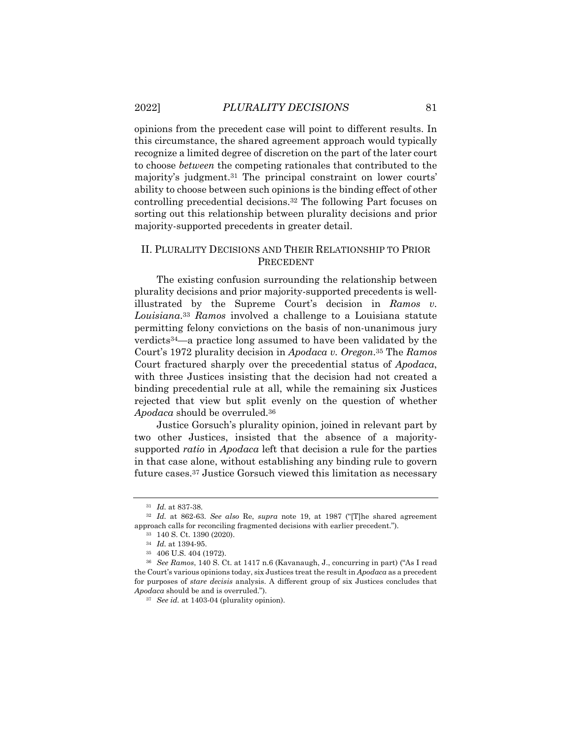opinions from the precedent case will point to different results. In this circumstance, the shared agreement approach would typically recognize a limited degree of discretion on the part of the later court to choose *between* the competing rationales that contributed to the majority's judgment.[31] The principal constraint on lower courts' ability to choose between such opinions is the binding effect of other controlling precedential decisions.[32] The following Part focuses on sorting out this relationship between plurality decisions and prior majority-supported precedents in greater detail.

## II. PLURALITY DECISIONS AND THEIR RELATIONSHIP TO PRIOR PRECEDENT

The existing confusion surrounding the relationship between plurality decisions and prior majority-supported precedents is well-illustrated by the Supreme Court's decision in *Ramos v. Louisiana*.[33] *Ramos* involved a challenge to a Louisiana statute permitting felony convictions on the basis of non-unanimous jury verdicts[34]—a practice long assumed to have been validated by the Court's 1972 plurality decision in *Apodaca v. Oregon*.[35] The *Ramos* Court fractured sharply over the precedential status of *Apodaca*, with three Justices insisting that the decision had not created a binding precedential rule at all, while the remaining six Justices rejected that view but split evenly on the question of whether *Apodaca* should be overruled.[36]

Justice Gorsuch's plurality opinion, joined in relevant part by two other Justices, insisted that the absence of a majority-supported *ratio* in *Apodaca* left that decision a rule for the parties in that case alone, without establishing any binding rule to govern future cases.[37] Justice Gorsuch viewed this limitation as necessary

---

[31] *Id.* at 837-38.

[32] *Id.* at 862-63. *See also* Re, *supra* note 19, at 1987 ("[T]he shared agreement approach calls for reconciling fragmented decisions with earlier precedent.").

[33] 140 S. Ct. 1390 (2020).

[34] *Id.* at 1394-95.

[35] 406 U.S. 404 (1972).

[36] *See Ramos*, 140 S. Ct. at 1417 n.6 (Kavanaugh, J., concurring in part) ("As I read the Court's various opinions today, six Justices treat the result in *Apodaca* as a precedent for purposes of *stare decisis* analysis. A different group of six Justices concludes that *Apodaca* should be and is overruled.").

[37] *See id.* at 1403-04 (plurality opinion).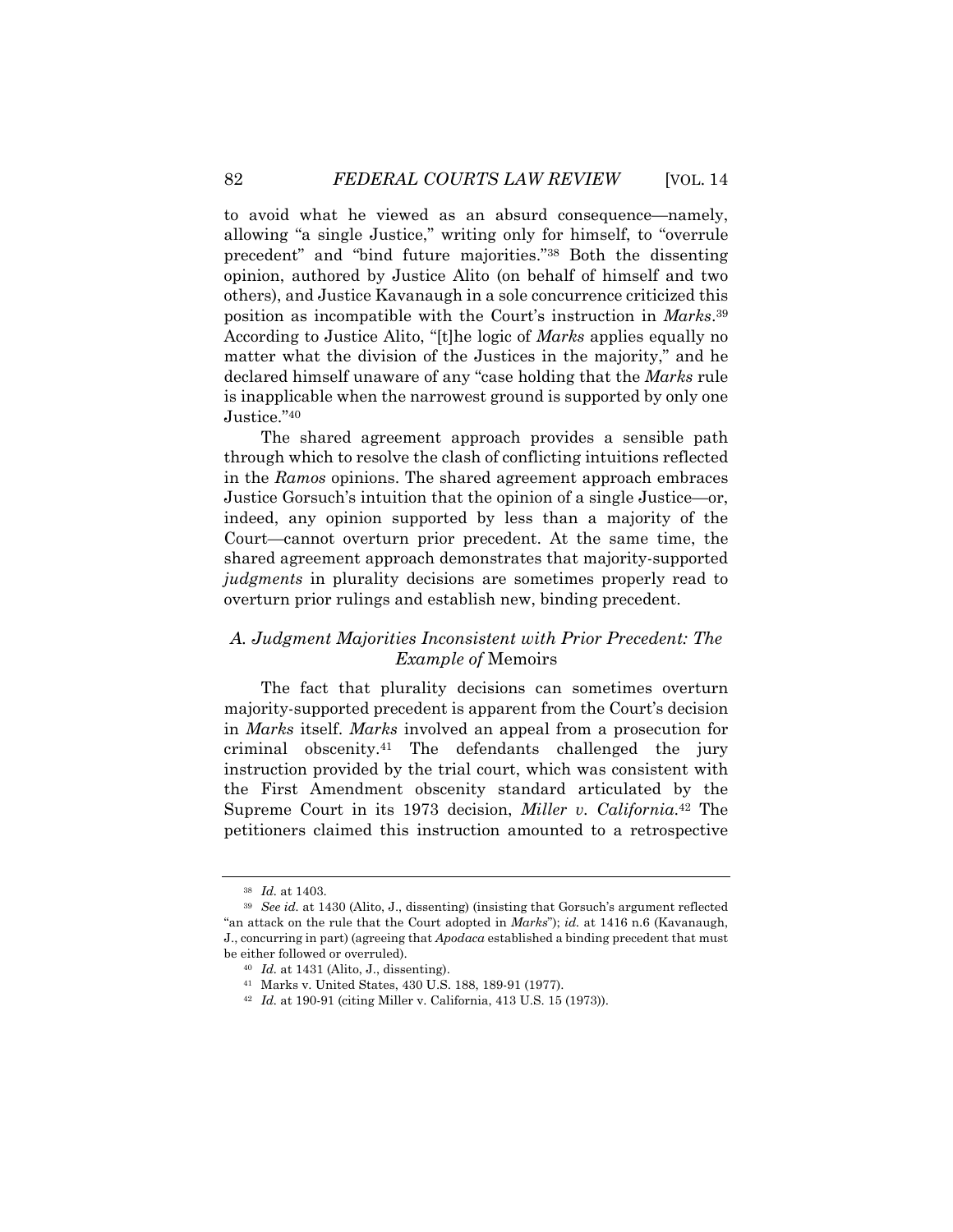to avoid what he viewed as an absurd consequence—namely, allowing "a single Justice," writing only for himself, to "overrule precedent" and "bind future majorities."[38] Both the dissenting opinion, authored by Justice Alito (on behalf of himself and two others), and Justice Kavanaugh in a sole concurrence criticized this position as incompatible with the Court's instruction in *Marks*.[39] According to Justice Alito, "[t]he logic of *Marks* applies equally no matter what the division of the Justices in the majority," and he declared himself unaware of any "case holding that the *Marks* rule is inapplicable when the narrowest ground is supported by only one Justice."[40]

The shared agreement approach provides a sensible path through which to resolve the clash of conflicting intuitions reflected in the *Ramos* opinions. The shared agreement approach embraces Justice Gorsuch's intuition that the opinion of a single Justice—or, indeed, any opinion supported by less than a majority of the Court—cannot overturn prior precedent. At the same time, the shared agreement approach demonstrates that majority-supported *judgments* in plurality decisions are sometimes properly read to overturn prior rulings and establish new, binding precedent.

### *A. Judgment Majorities Inconsistent with Prior Precedent: The Example of* Memoirs

The fact that plurality decisions can sometimes overturn majority-supported precedent is apparent from the Court's decision in *Marks* itself. *Marks* involved an appeal from a prosecution for criminal obscenity.[41] The defendants challenged the jury instruction provided by the trial court, which was consistent with the First Amendment obscenity standard articulated by the Supreme Court in its 1973 decision, *Miller v. California*.[42] The petitioners claimed this instruction amounted to a retrospective

---

[38] *Id.* at 1403.

[39] *See id.* at 1430 (Alito, J., dissenting) (insisting that Gorsuch's argument reflected "an attack on the rule that the Court adopted in *Marks*"); *id.* at 1416 n.6 (Kavanaugh, J., concurring in part) (agreeing that *Apodaca* established a binding precedent that must be either followed or overruled).

[40] *Id.* at 1431 (Alito, J., dissenting).

[41] Marks v. United States, 430 U.S. 188, 189-91 (1977).

[42] *Id.* at 190-91 (citing Miller v. California, 413 U.S. 15 (1973)).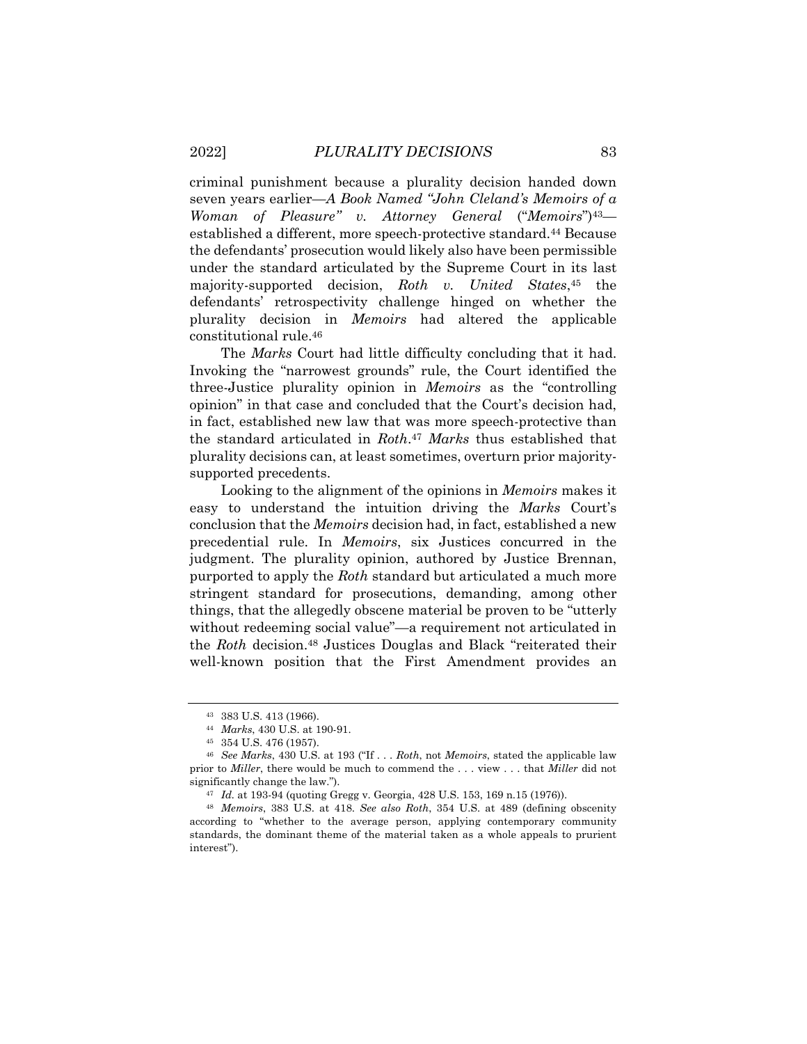criminal punishment because a plurality decision handed down seven years earlier—*A Book Named "John Cleland's Memoirs of a Woman of Pleasure" v. Attorney General* ("*Memoirs*")[43]—established a different, more speech-protective standard.[44] Because the defendants' prosecution would likely also have been permissible under the standard articulated by the Supreme Court in its last majority-supported decision, *Roth v. United States*,[45] the defendants' retrospectivity challenge hinged on whether the plurality decision in *Memoirs* had altered the applicable constitutional rule.[46]

The *Marks* Court had little difficulty concluding that it had. Invoking the "narrowest grounds" rule, the Court identified the three-Justice plurality opinion in *Memoirs* as the "controlling opinion" in that case and concluded that the Court's decision had, in fact, established new law that was more speech-protective than the standard articulated in *Roth*.[47] *Marks* thus established that plurality decisions can, at least sometimes, overturn prior majority-supported precedents.

Looking to the alignment of the opinions in *Memoirs* makes it easy to understand the intuition driving the *Marks* Court's conclusion that the *Memoirs* decision had, in fact, established a new precedential rule. In *Memoirs*, six Justices concurred in the judgment. The plurality opinion, authored by Justice Brennan, purported to apply the *Roth* standard but articulated a much more stringent standard for prosecutions, demanding, among other things, that the allegedly obscene material be proven to be "utterly without redeeming social value"—a requirement not articulated in the *Roth* decision.[48] Justices Douglas and Black "reiterated their well-known position that the First Amendment provides an

---

[43] 383 U.S. 413 (1966).

[44] *Marks*, 430 U.S. at 190-91.

[45] 354 U.S. 476 (1957).

[46] *See Marks*, 430 U.S. at 193 ("If . . . *Roth*, not *Memoirs*, stated the applicable law prior to *Miller*, there would be much to commend the . . . view . . . that *Miller* did not significantly change the law.").

[47] *Id.* at 193-94 (quoting Gregg v. Georgia, 428 U.S. 153, 169 n.15 (1976)).

[48] *Memoirs*, 383 U.S. at 418. *See also Roth*, 354 U.S. at 489 (defining obscenity according to "whether to the average person, applying contemporary community standards, the dominant theme of the material taken as a whole appeals to prurient interest").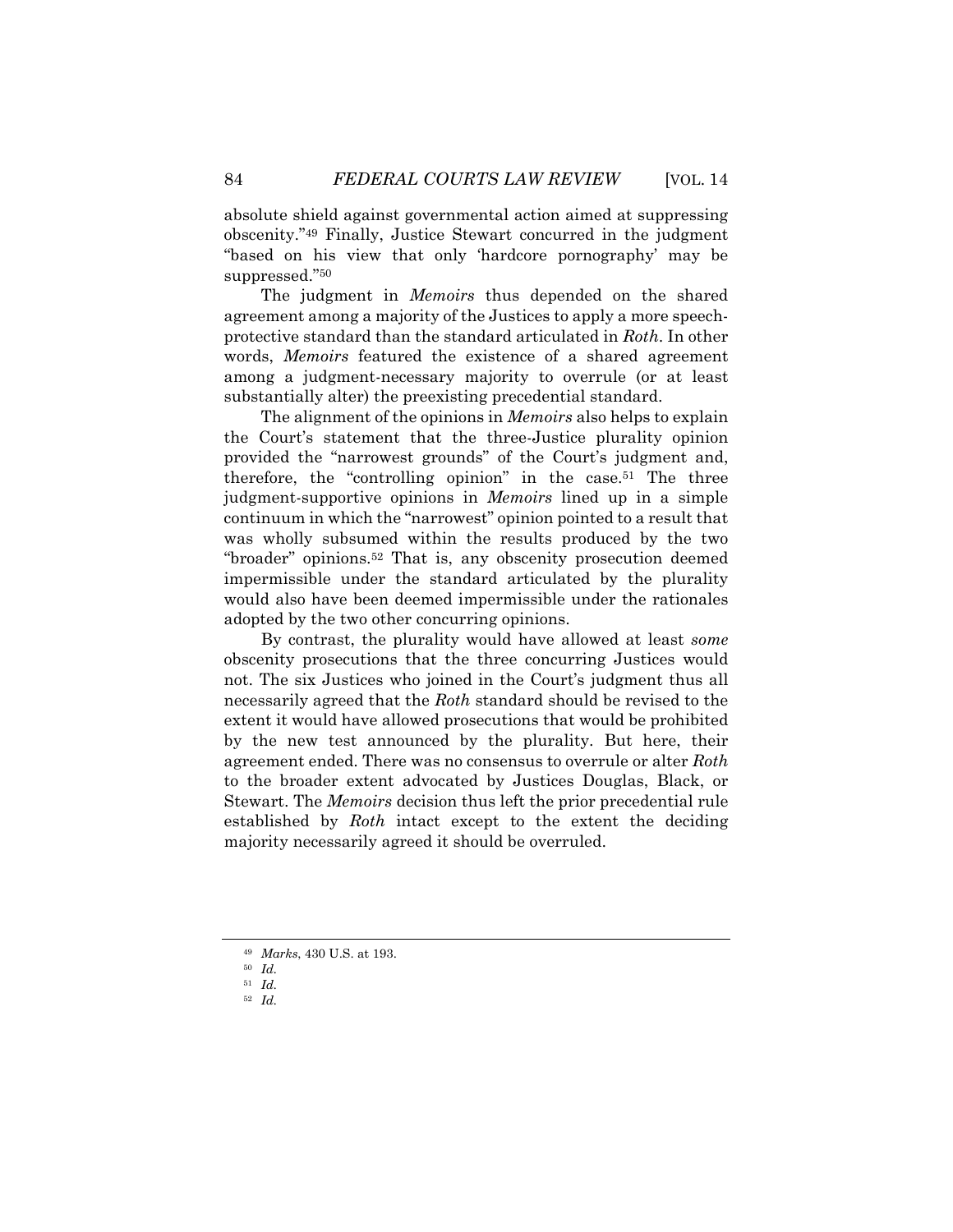absolute shield against governmental action aimed at suppressing obscenity."[49] Finally, Justice Stewart concurred in the judgment "based on his view that only 'hardcore pornography' may be suppressed."[50]

The judgment in *Memoirs* thus depended on the shared agreement among a majority of the Justices to apply a more speech-protective standard than the standard articulated in *Roth*. In other words, *Memoirs* featured the existence of a shared agreement among a judgment-necessary majority to overrule (or at least substantially alter) the preexisting precedential standard.

The alignment of the opinions in *Memoirs* also helps to explain the Court's statement that the three-Justice plurality opinion provided the "narrowest grounds" of the Court's judgment and, therefore, the "controlling opinion" in the case.[51] The three judgment-supportive opinions in *Memoirs* lined up in a simple continuum in which the "narrowest" opinion pointed to a result that was wholly subsumed within the results produced by the two "broader" opinions.[52] That is, any obscenity prosecution deemed impermissible under the standard articulated by the plurality would also have been deemed impermissible under the rationales adopted by the two other concurring opinions.

By contrast, the plurality would have allowed at least *some* obscenity prosecutions that the three concurring Justices would not. The six Justices who joined in the Court's judgment thus all necessarily agreed that the *Roth* standard should be revised to the extent it would have allowed prosecutions that would be prohibited by the new test announced by the plurality. But here, their agreement ended. There was no consensus to overrule or alter *Roth* to the broader extent advocated by Justices Douglas, Black, or Stewart. The *Memoirs* decision thus left the prior precedential rule established by *Roth* intact except to the extent the deciding majority necessarily agreed it should be overruled.

---

[49] *Marks*, 430 U.S. at 193.

[50] *Id.*

[51] *Id.*

[52] *Id.*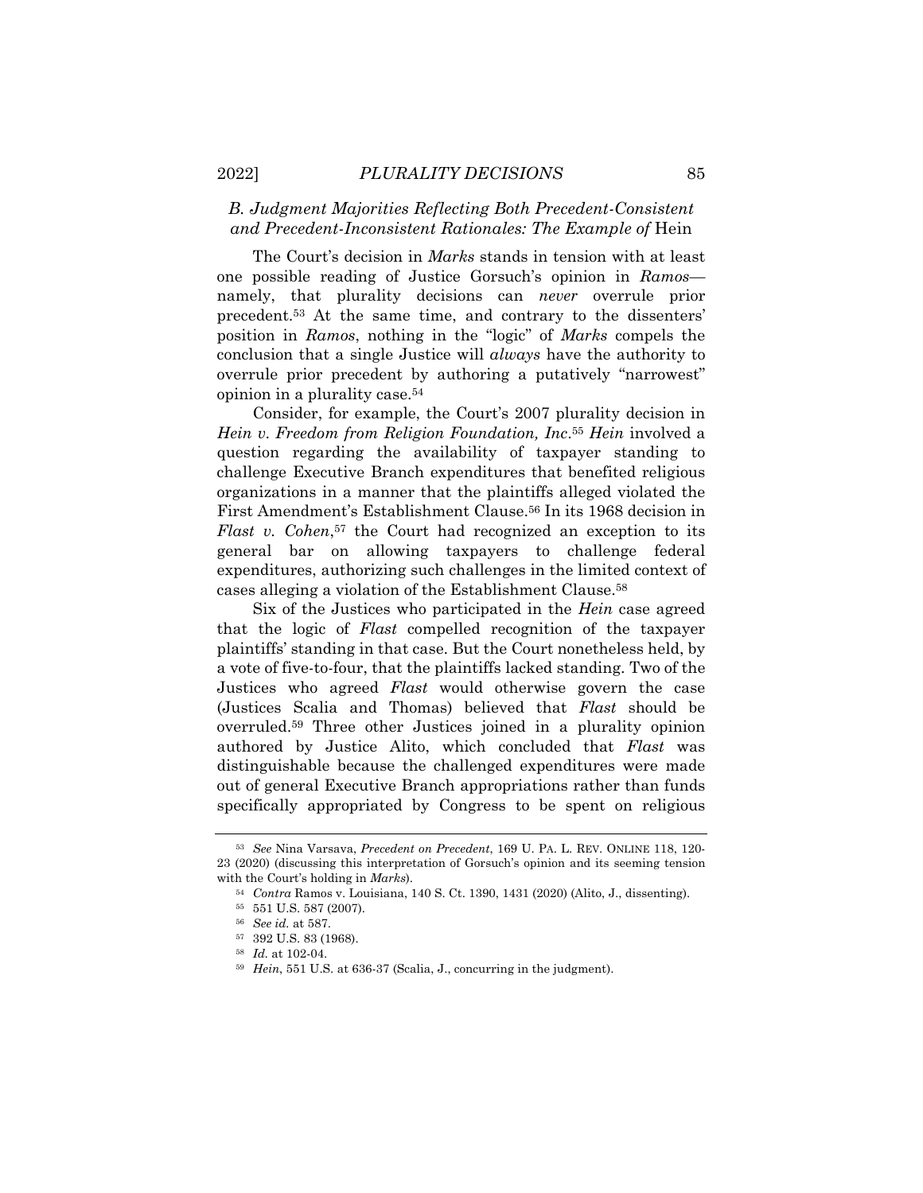### B. Judgment Majorities Reflecting Both Precedent-Consistent and Precedent-Inconsistent Rationales: The Example of *Hein*

The Court's decision in *Marks* stands in tension with at least one possible reading of Justice Gorsuch's opinion in *Ramos*—namely, that plurality decisions can *never* overrule prior precedent.[53] At the same time, and contrary to the dissenters' position in *Ramos*, nothing in the "logic" of *Marks* compels the conclusion that a single Justice will *always* have the authority to overrule prior precedent by authoring a putatively "narrowest" opinion in a plurality case.[54]

Consider, for example, the Court's 2007 plurality decision in *Hein v. Freedom from Religion Foundation, Inc*.[55] *Hein* involved a question regarding the availability of taxpayer standing to challenge Executive Branch expenditures that benefited religious organizations in a manner that the plaintiffs alleged violated the First Amendment's Establishment Clause.[56] In its 1968 decision in *Flast v. Cohen*,[57] the Court had recognized an exception to its general bar on allowing taxpayers to challenge federal expenditures, authorizing such challenges in the limited context of cases alleging a violation of the Establishment Clause.[58]

Six of the Justices who participated in the *Hein* case agreed that the logic of *Flast* compelled recognition of the taxpayer plaintiffs' standing in that case. But the Court nonetheless held, by a vote of five-to-four, that the plaintiffs lacked standing. Two of the Justices who agreed *Flast* would otherwise govern the case (Justices Scalia and Thomas) believed that *Flast* should be overruled.[59] Three other Justices joined in a plurality opinion authored by Justice Alito, which concluded that *Flast* was distinguishable because the challenged expenditures were made out of general Executive Branch appropriations rather than funds specifically appropriated by Congress to be spent on religious

---

[53] *See* Nina Varsava, *Precedent on Precedent*, 169 U. PA. L. REV. ONLINE 118, 120-23 (2020) (discussing this interpretation of Gorsuch's opinion and its seeming tension with the Court's holding in *Marks*).

[54] *Contra* Ramos v. Louisiana, 140 S. Ct. 1390, 1431 (2020) (Alito, J., dissenting).

[55] 551 U.S. 587 (2007).

[56] *See id.* at 587.

[57] 392 U.S. 83 (1968).

[58] *Id.* at 102-04.

[59] *Hein*, 551 U.S. at 636-37 (Scalia, J., concurring in the judgment).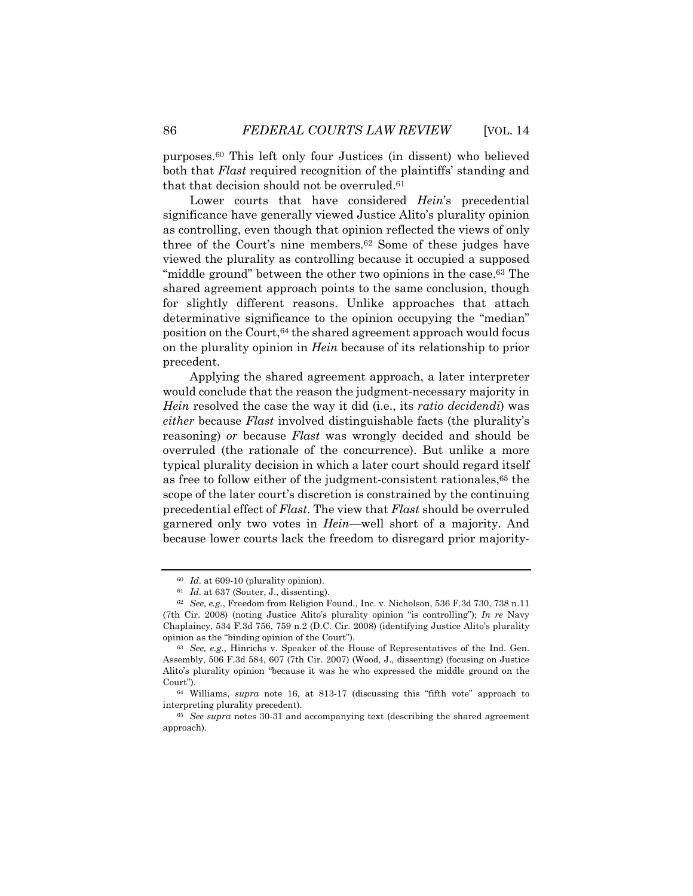purposes.[60] This left only four Justices (in dissent) who believed both that *Flast* required recognition of the plaintiffs' standing and that that decision should not be overruled.[61]

Lower courts that have considered *Hein*'s precedential significance have generally viewed Justice Alito's plurality opinion as controlling, even though that opinion reflected the views of only three of the Court's nine members.[62] Some of these judges have viewed the plurality as controlling because it occupied a supposed "middle ground" between the other two opinions in the case.[63] The shared agreement approach points to the same conclusion, though for slightly different reasons. Unlike approaches that attach determinative significance to the opinion occupying the "median" position on the Court,[64] the shared agreement approach would focus on the plurality opinion in *Hein* because of its relationship to prior precedent.

Applying the shared agreement approach, a later interpreter would conclude that the reason the judgment-necessary majority in *Hein* resolved the case the way it did (i.e., its *ratio decidendi*) was *either* because *Flast* involved distinguishable facts (the plurality's reasoning) *or* because *Flast* was wrongly decided and should be overruled (the rationale of the concurrence). But unlike a more typical plurality decision in which a later court should regard itself as free to follow either of the judgment-consistent rationales,[65] the scope of the later court's discretion is constrained by the continuing precedential effect of *Flast*. The view that *Flast* should be overruled garnered only two votes in *Hein*—well short of a majority. And because lower courts lack the freedom to disregard prior majority-

---

[60] *Id.* at 609-10 (plurality opinion).

[61] *Id.* at 637 (Souter, J., dissenting).

[62] *See, e.g.*, Freedom from Religion Found., Inc. v. Nicholson, 536 F.3d 730, 738 n.11 (7th Cir. 2008) (noting Justice Alito's plurality opinion "is controlling"); *In re* Navy Chaplaincy, 534 F.3d 756, 759 n.2 (D.C. Cir. 2008) (identifying Justice Alito's plurality opinion as the "binding opinion of the Court").

[63] *See, e.g.*, Hinrichs v. Speaker of the House of Representatives of the Ind. Gen. Assembly, 506 F.3d 584, 607 (7th Cir. 2007) (Wood, J., dissenting) (focusing on Justice Alito's plurality opinion "because it was he who expressed the middle ground on the Court").

[64] Williams, *supra* note 16, at 813-17 (discussing this "fifth vote" approach to interpreting plurality precedent).

[65] *See supra* notes 30-31 and accompanying text (describing the shared agreement approach).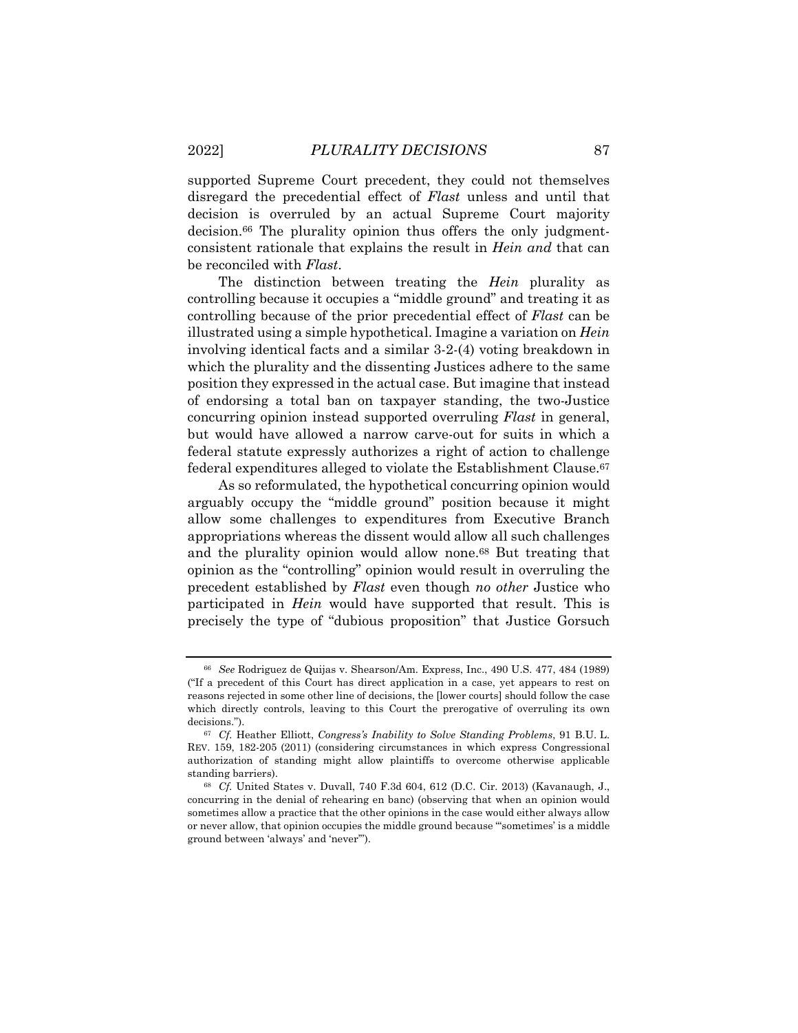supported Supreme Court precedent, they could not themselves disregard the precedential effect of *Flast* unless and until that decision is overruled by an actual Supreme Court majority decision.[66] The plurality opinion thus offers the only judgment-consistent rationale that explains the result in *Hein and* that can be reconciled with *Flast*.

The distinction between treating the *Hein* plurality as controlling because it occupies a "middle ground" and treating it as controlling because of the prior precedential effect of *Flast* can be illustrated using a simple hypothetical. Imagine a variation on *Hein* involving identical facts and a similar 3-2-(4) voting breakdown in which the plurality and the dissenting Justices adhere to the same position they expressed in the actual case. But imagine that instead of endorsing a total ban on taxpayer standing, the two-Justice concurring opinion instead supported overruling *Flast* in general, but would have allowed a narrow carve-out for suits in which a federal statute expressly authorizes a right of action to challenge federal expenditures alleged to violate the Establishment Clause.[67]

As so reformulated, the hypothetical concurring opinion would arguably occupy the "middle ground" position because it might allow some challenges to expenditures from Executive Branch appropriations whereas the dissent would allow all such challenges and the plurality opinion would allow none.[68] But treating that opinion as the "controlling" opinion would result in overruling the precedent established by *Flast* even though *no other* Justice who participated in *Hein* would have supported that result. This is precisely the type of "dubious proposition" that Justice Gorsuch

---

[66] *See* Rodriguez de Quijas v. Shearson/Am. Express, Inc., 490 U.S. 477, 484 (1989) ("If a precedent of this Court has direct application in a case, yet appears to rest on reasons rejected in some other line of decisions, the [lower courts] should follow the case which directly controls, leaving to this Court the prerogative of overruling its own decisions.").

[67] *Cf.* Heather Elliott, *Congress's Inability to Solve Standing Problems*, 91 B.U. L. REV. 159, 182-205 (2011) (considering circumstances in which express Congressional authorization of standing might allow plaintiffs to overcome otherwise applicable standing barriers).

[68] *Cf.* United States v. Duvall, 740 F.3d 604, 612 (D.C. Cir. 2013) (Kavanaugh, J., concurring in the denial of rehearing en banc) (observing that when an opinion would sometimes allow a practice that the other opinions in the case would either always allow or never allow, that opinion occupies the middle ground because "'sometimes' is a middle ground between 'always' and 'never'").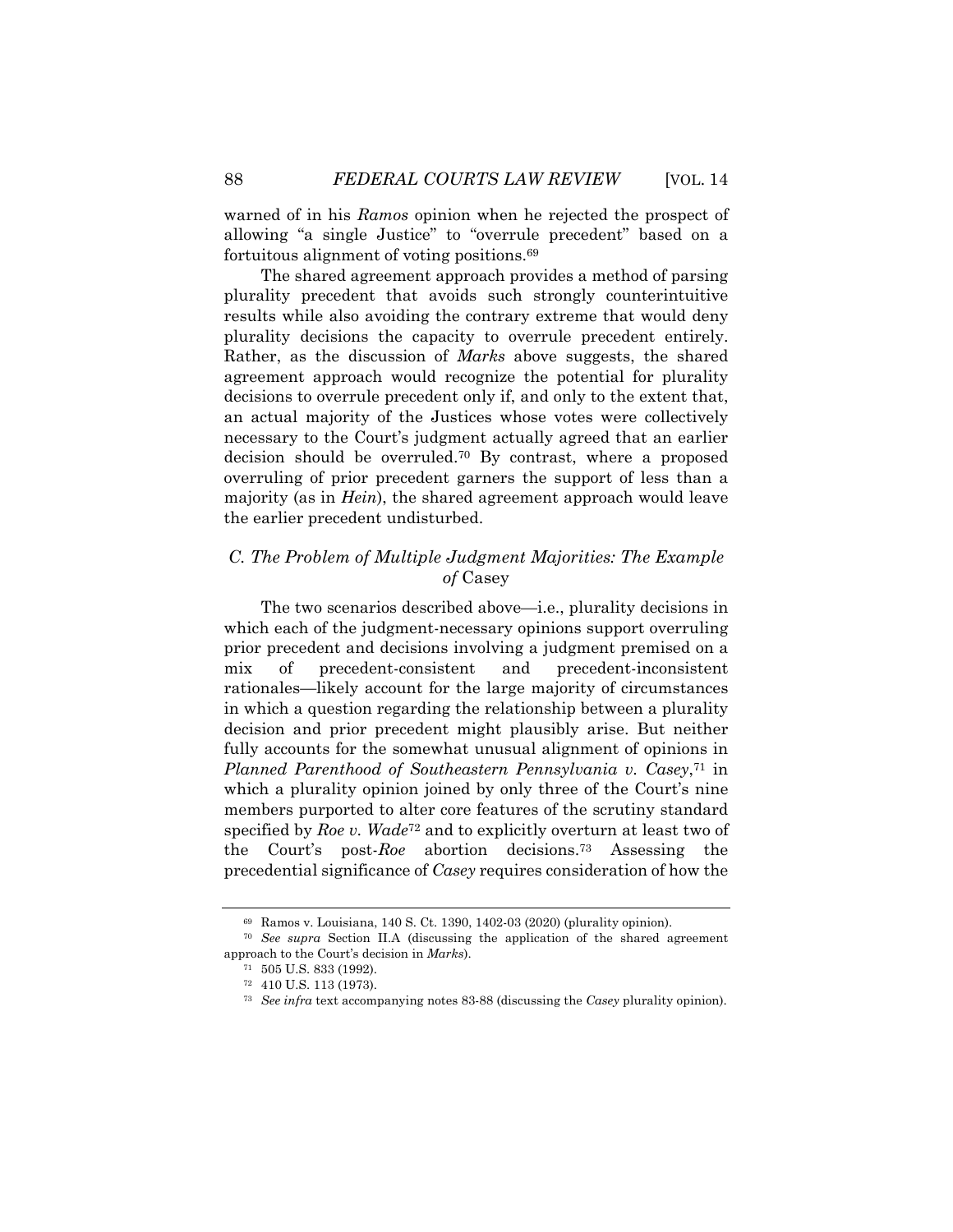warned of in his *Ramos* opinion when he rejected the prospect of allowing "a single Justice" to "overrule precedent" based on a fortuitous alignment of voting positions.[69]

The shared agreement approach provides a method of parsing plurality precedent that avoids such strongly counterintuitive results while also avoiding the contrary extreme that would deny plurality decisions the capacity to overrule precedent entirely. Rather, as the discussion of *Marks* above suggests, the shared agreement approach would recognize the potential for plurality decisions to overrule precedent only if, and only to the extent that, an actual majority of the Justices whose votes were collectively necessary to the Court's judgment actually agreed that an earlier decision should be overruled.[70] By contrast, where a proposed overruling of prior precedent garners the support of less than a majority (as in *Hein*), the shared agreement approach would leave the earlier precedent undisturbed.

### *C. The Problem of Multiple Judgment Majorities: The Example of* Casey

The two scenarios described above—i.e., plurality decisions in which each of the judgment-necessary opinions support overruling prior precedent and decisions involving a judgment premised on a mix of precedent-consistent and precedent-inconsistent rationales—likely account for the large majority of circumstances in which a question regarding the relationship between a plurality decision and prior precedent might plausibly arise. But neither fully accounts for the somewhat unusual alignment of opinions in *Planned Parenthood of Southeastern Pennsylvania v. Casey*,[71] in which a plurality opinion joined by only three of the Court's nine members purported to alter core features of the scrutiny standard specified by *Roe v. Wade*[72] and to explicitly overturn at least two of the Court's post-*Roe* abortion decisions.[73] Assessing the precedential significance of *Casey* requires consideration of how the

---

[69] Ramos v. Louisiana, 140 S. Ct. 1390, 1402-03 (2020) (plurality opinion).

[70] *See supra* Section II.A (discussing the application of the shared agreement approach to the Court's decision in *Marks*).

[71] 505 U.S. 833 (1992).

[72] 410 U.S. 113 (1973).

[73] *See infra* text accompanying notes 83-88 (discussing the *Casey* plurality opinion).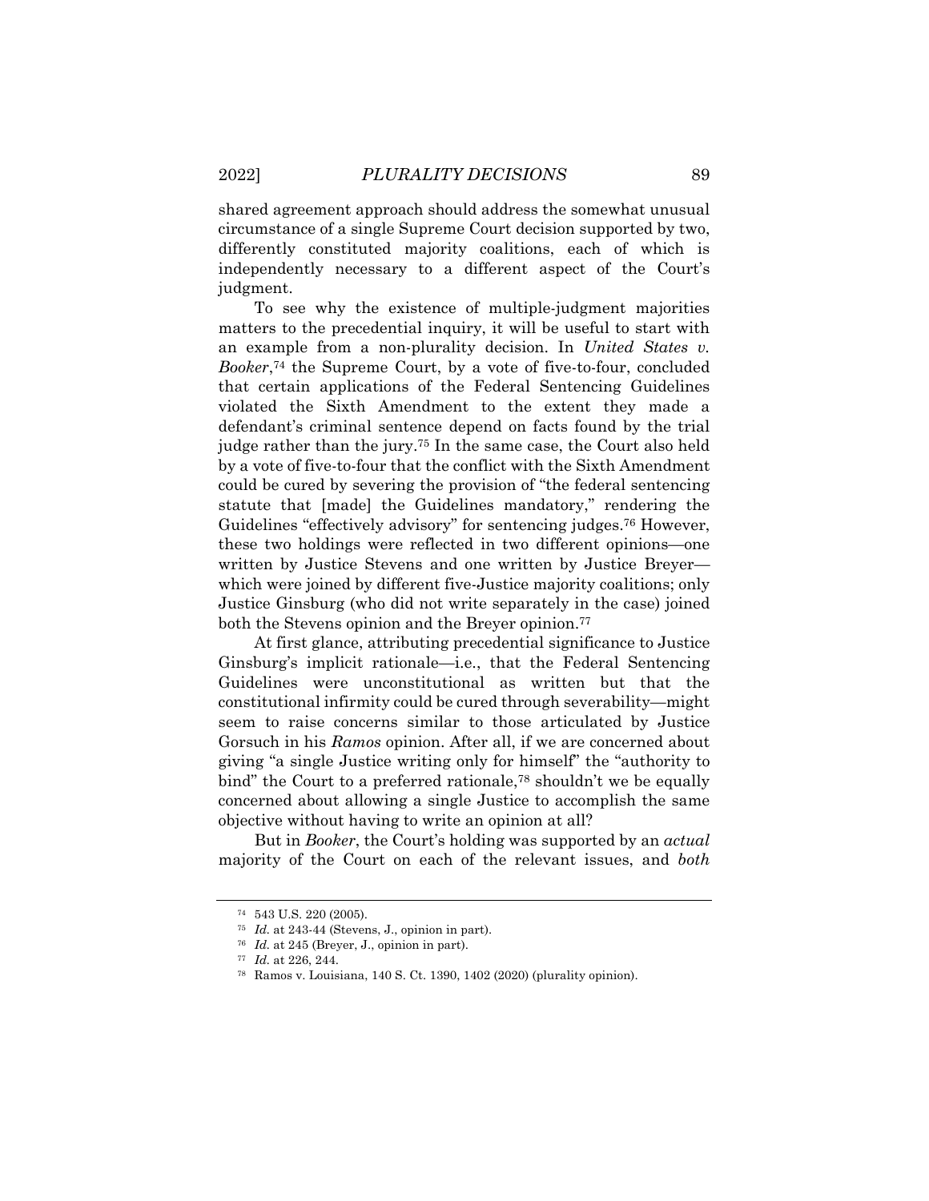shared agreement approach should address the somewhat unusual circumstance of a single Supreme Court decision supported by two, differently constituted majority coalitions, each of which is independently necessary to a different aspect of the Court's judgment.

To see why the existence of multiple-judgment majorities matters to the precedential inquiry, it will be useful to start with an example from a non-plurality decision. In *United States v. Booker*,[74] the Supreme Court, by a vote of five-to-four, concluded that certain applications of the Federal Sentencing Guidelines violated the Sixth Amendment to the extent they made a defendant's criminal sentence depend on facts found by the trial judge rather than the jury.[75] In the same case, the Court also held by a vote of five-to-four that the conflict with the Sixth Amendment could be cured by severing the provision of "the federal sentencing statute that [made] the Guidelines mandatory," rendering the Guidelines "effectively advisory" for sentencing judges.[76] However, these two holdings were reflected in two different opinions—one written by Justice Stevens and one written by Justice Breyer—which were joined by different five-Justice majority coalitions; only Justice Ginsburg (who did not write separately in the case) joined both the Stevens opinion and the Breyer opinion.[77]

At first glance, attributing precedential significance to Justice Ginsburg's implicit rationale—i.e., that the Federal Sentencing Guidelines were unconstitutional as written but that the constitutional infirmity could be cured through severability—might seem to raise concerns similar to those articulated by Justice Gorsuch in his *Ramos* opinion. After all, if we are concerned about giving "a single Justice writing only for himself" the "authority to bind" the Court to a preferred rationale,[78] shouldn't we be equally concerned about allowing a single Justice to accomplish the same objective without having to write an opinion at all?

But in *Booker*, the Court's holding was supported by an *actual* majority of the Court on each of the relevant issues, and *both*

---

[74] 543 U.S. 220 (2005).

[75] *Id.* at 243-44 (Stevens, J., opinion in part).

[76] *Id.* at 245 (Breyer, J., opinion in part).

[77] *Id.* at 226, 244.

[78] Ramos v. Louisiana, 140 S. Ct. 1390, 1402 (2020) (plurality opinion).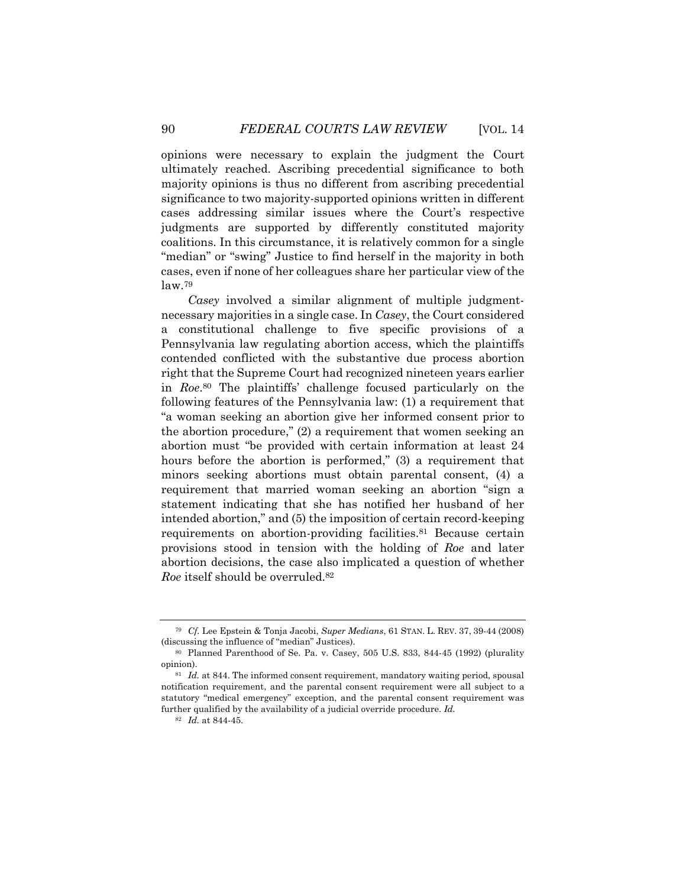opinions were necessary to explain the judgment the Court ultimately reached. Ascribing precedential significance to both majority opinions is thus no different from ascribing precedential significance to two majority-supported opinions written in different cases addressing similar issues where the Court's respective judgments are supported by differently constituted majority coalitions. In this circumstance, it is relatively common for a single "median" or "swing" Justice to find herself in the majority in both cases, even if none of her colleagues share her particular view of the law.[79]

*Casey* involved a similar alignment of multiple judgment-necessary majorities in a single case. In *Casey*, the Court considered a constitutional challenge to five specific provisions of a Pennsylvania law regulating abortion access, which the plaintiffs contended conflicted with the substantive due process abortion right that the Supreme Court had recognized nineteen years earlier in *Roe*.[80] The plaintiffs' challenge focused particularly on the following features of the Pennsylvania law: (1) a requirement that "a woman seeking an abortion give her informed consent prior to the abortion procedure," (2) a requirement that women seeking an abortion must "be provided with certain information at least 24 hours before the abortion is performed," (3) a requirement that minors seeking abortions must obtain parental consent, (4) a requirement that married woman seeking an abortion "sign a statement indicating that she has notified her husband of her intended abortion," and (5) the imposition of certain record-keeping requirements on abortion-providing facilities.[81] Because certain provisions stood in tension with the holding of *Roe* and later abortion decisions, the case also implicated a question of whether *Roe* itself should be overruled.[82]

---

[79] *Cf.* Lee Epstein & Tonja Jacobi, *Super Medians*, 61 STAN. L. REV. 37, 39-44 (2008) (discussing the influence of "median" Justices).

[80] Planned Parenthood of Se. Pa. v. Casey, 505 U.S. 833, 844-45 (1992) (plurality opinion).

[81] *Id.* at 844. The informed consent requirement, mandatory waiting period, spousal notification requirement, and the parental consent requirement were all subject to a statutory "medical emergency" exception, and the parental consent requirement was further qualified by the availability of a judicial override procedure. *Id.*

[82] *Id.* at 844-45.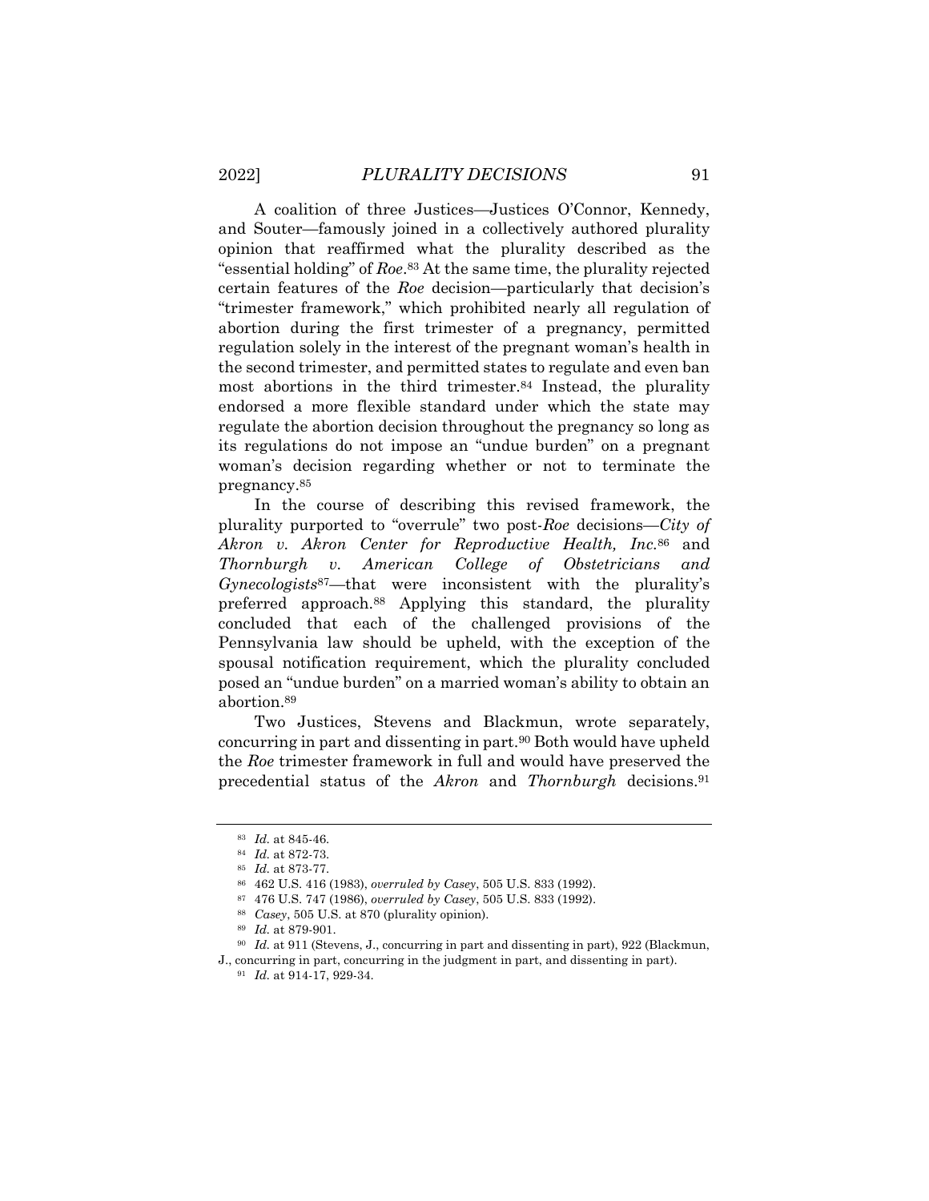A coalition of three Justices—Justices O'Connor, Kennedy, and Souter—famously joined in a collectively authored plurality opinion that reaffirmed what the plurality described as the "essential holding" of *Roe*.[83] At the same time, the plurality rejected certain features of the *Roe* decision—particularly that decision's "trimester framework," which prohibited nearly all regulation of abortion during the first trimester of a pregnancy, permitted regulation solely in the interest of the pregnant woman's health in the second trimester, and permitted states to regulate and even ban most abortions in the third trimester.[84] Instead, the plurality endorsed a more flexible standard under which the state may regulate the abortion decision throughout the pregnancy so long as its regulations do not impose an "undue burden" on a pregnant woman's decision regarding whether or not to terminate the pregnancy.[85]

In the course of describing this revised framework, the plurality purported to "overrule" two post-*Roe* decisions—*City of Akron v. Akron Center for Reproductive Health, Inc.*[86] and *Thornburgh v. American College of Obstetricians and Gynecologists*[87]—that were inconsistent with the plurality's preferred approach.[88] Applying this standard, the plurality concluded that each of the challenged provisions of the Pennsylvania law should be upheld, with the exception of the spousal notification requirement, which the plurality concluded posed an "undue burden" on a married woman's ability to obtain an abortion.[89]

Two Justices, Stevens and Blackmun, wrote separately, concurring in part and dissenting in part.[90] Both would have upheld the *Roe* trimester framework in full and would have preserved the precedential status of the *Akron* and *Thornburgh* decisions.[91]

---

[83] *Id.* at 845-46.

[84] *Id.* at 872-73.

[85] *Id.* at 873-77.

[86] 462 U.S. 416 (1983), *overruled by Casey*, 505 U.S. 833 (1992).

[87] 476 U.S. 747 (1986), *overruled by Casey*, 505 U.S. 833 (1992).

[88] *Casey*, 505 U.S. at 870 (plurality opinion).

[89] *Id.* at 879-901.

[90] *Id.* at 911 (Stevens, J., concurring in part and dissenting in part), 922 (Blackmun, J., concurring in part, concurring in the judgment in part, and dissenting in part).

[91] *Id.* at 914-17, 929-34.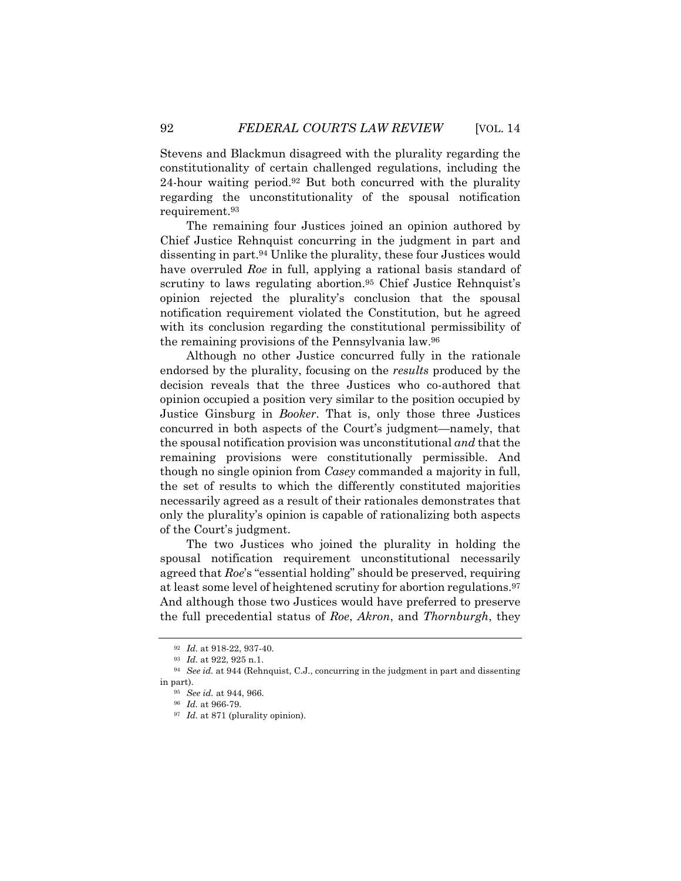Stevens and Blackmun disagreed with the plurality regarding the constitutionality of certain challenged regulations, including the 24-hour waiting period.[92] But both concurred with the plurality regarding the unconstitutionality of the spousal notification requirement.[93]

The remaining four Justices joined an opinion authored by Chief Justice Rehnquist concurring in the judgment in part and dissenting in part.[94] Unlike the plurality, these four Justices would have overruled *Roe* in full, applying a rational basis standard of scrutiny to laws regulating abortion.[95] Chief Justice Rehnquist's opinion rejected the plurality's conclusion that the spousal notification requirement violated the Constitution, but he agreed with its conclusion regarding the constitutional permissibility of the remaining provisions of the Pennsylvania law.[96]

Although no other Justice concurred fully in the rationale endorsed by the plurality, focusing on the *results* produced by the decision reveals that the three Justices who co-authored that opinion occupied a position very similar to the position occupied by Justice Ginsburg in *Booker*. That is, only those three Justices concurred in both aspects of the Court's judgment—namely, that the spousal notification provision was unconstitutional *and* that the remaining provisions were constitutionally permissible. And though no single opinion from *Casey* commanded a majority in full, the set of results to which the differently constituted majorities necessarily agreed as a result of their rationales demonstrates that only the plurality's opinion is capable of rationalizing both aspects of the Court's judgment.

The two Justices who joined the plurality in holding the spousal notification requirement unconstitutional necessarily agreed that *Roe*'s "essential holding" should be preserved, requiring at least some level of heightened scrutiny for abortion regulations.[97] And although those two Justices would have preferred to preserve the full precedential status of *Roe*, *Akron*, and *Thornburgh*, they

---

[92] *Id.* at 918-22, 937-40.

[93] *Id.* at 922, 925 n.1.

[94] *See id.* at 944 (Rehnquist, C.J., concurring in the judgment in part and dissenting in part).

[95] *See id.* at 944, 966.

[96] *Id.* at 966-79.

[97] *Id.* at 871 (plurality opinion).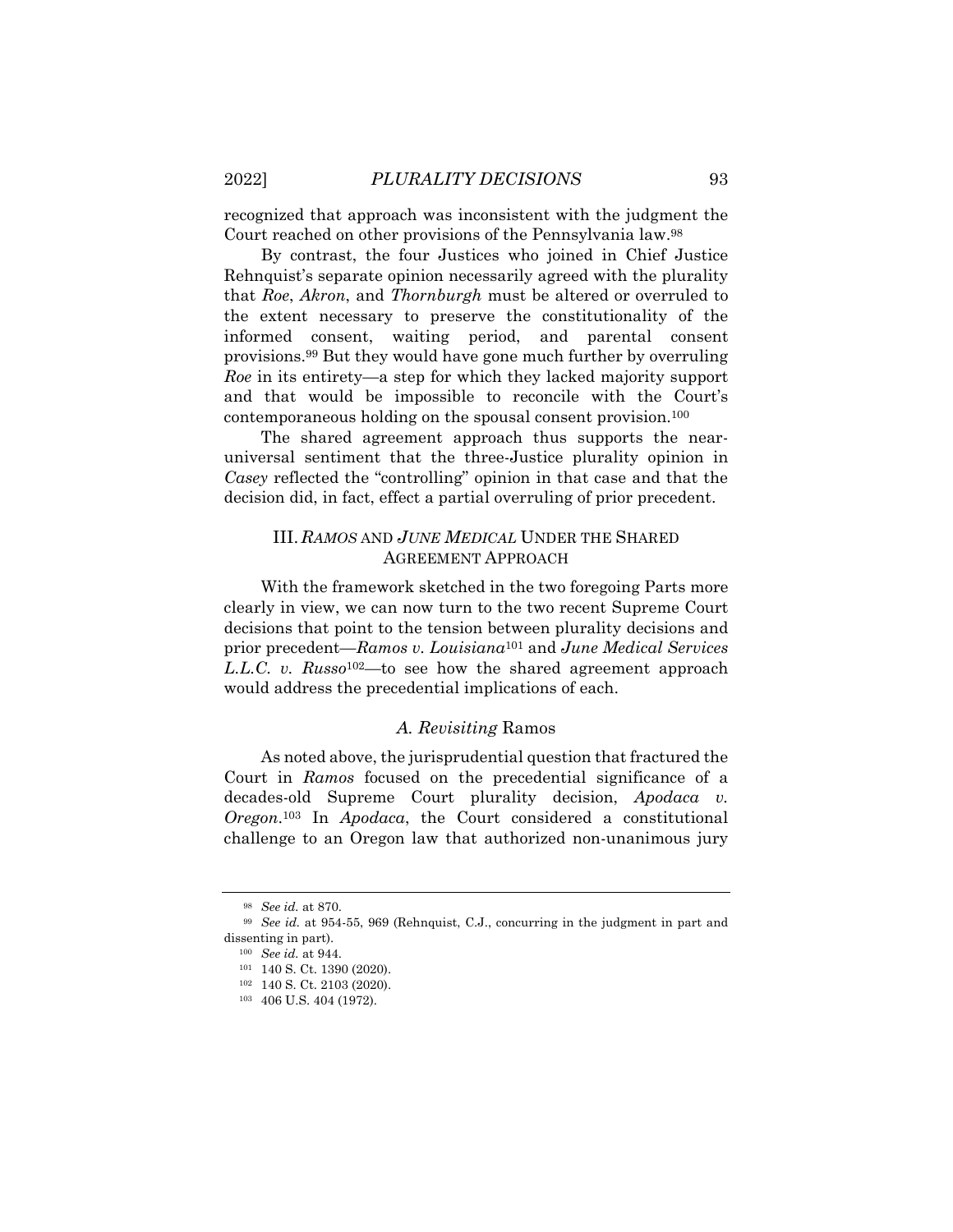recognized that approach was inconsistent with the judgment the Court reached on other provisions of the Pennsylvania law.[98]

By contrast, the four Justices who joined in Chief Justice Rehnquist's separate opinion necessarily agreed with the plurality that *Roe*, *Akron*, and *Thornburgh* must be altered or overruled to the extent necessary to preserve the constitutionality of the informed consent, waiting period, and parental consent provisions.[99] But they would have gone much further by overruling *Roe* in its entirety—a step for which they lacked majority support and that would be impossible to reconcile with the Court's contemporaneous holding on the spousal consent provision.[100]

The shared agreement approach thus supports the near-universal sentiment that the three-Justice plurality opinion in *Casey* reflected the "controlling" opinion in that case and that the decision did, in fact, effect a partial overruling of prior precedent.

## III. *RAMOS* AND *JUNE MEDICAL* UNDER THE SHARED AGREEMENT APPROACH

With the framework sketched in the two foregoing Parts more clearly in view, we can now turn to the two recent Supreme Court decisions that point to the tension between plurality decisions and prior precedent—*Ramos v. Louisiana*[101] and *June Medical Services L.L.C. v. Russo*[102]—to see how the shared agreement approach would address the precedential implications of each.

### *A. Revisiting* Ramos

As noted above, the jurisprudential question that fractured the Court in *Ramos* focused on the precedential significance of a decades-old Supreme Court plurality decision, *Apodaca v. Oregon*.[103] In *Apodaca*, the Court considered a constitutional challenge to an Oregon law that authorized non-unanimous jury

---

[98] *See id.* at 870.

[99] *See id.* at 954-55, 969 (Rehnquist, C.J., concurring in the judgment in part and dissenting in part).

[100] *See id.* at 944.

[101] 140 S. Ct. 1390 (2020).

[102] 140 S. Ct. 2103 (2020).

[103] 406 U.S. 404 (1972).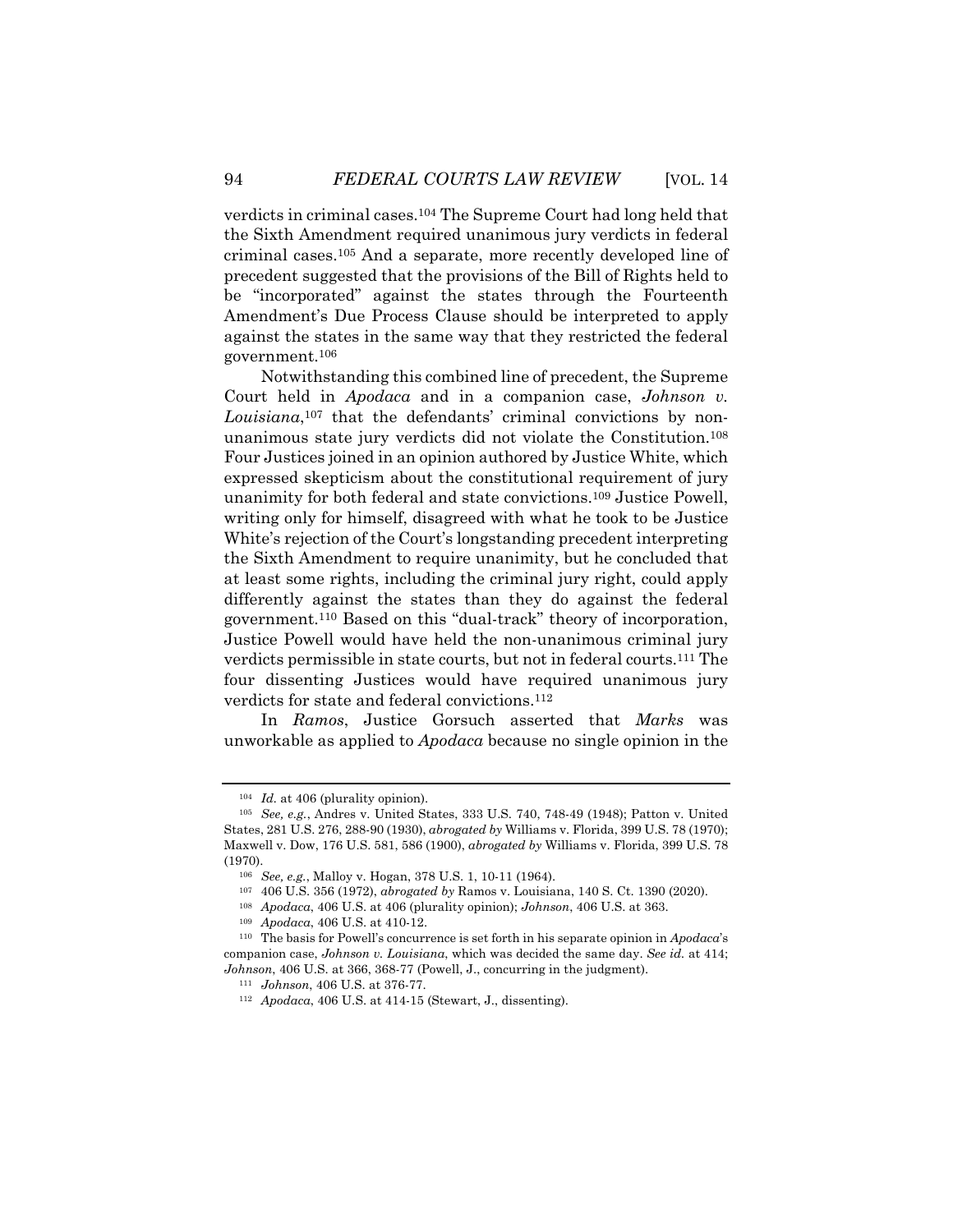verdicts in criminal cases.[104] The Supreme Court had long held that the Sixth Amendment required unanimous jury verdicts in federal criminal cases.[105] And a separate, more recently developed line of precedent suggested that the provisions of the Bill of Rights held to be "incorporated" against the states through the Fourteenth Amendment's Due Process Clause should be interpreted to apply against the states in the same way that they restricted the federal government.[106]

Notwithstanding this combined line of precedent, the Supreme Court held in *Apodaca* and in a companion case, *Johnson v. Louisiana*,[107] that the defendants' criminal convictions by non-unanimous state jury verdicts did not violate the Constitution.[108] Four Justices joined in an opinion authored by Justice White, which expressed skepticism about the constitutional requirement of jury unanimity for both federal and state convictions.[109] Justice Powell, writing only for himself, disagreed with what he took to be Justice White's rejection of the Court's longstanding precedent interpreting the Sixth Amendment to require unanimity, but he concluded that at least some rights, including the criminal jury right, could apply differently against the states than they do against the federal government.[110] Based on this "dual-track" theory of incorporation, Justice Powell would have held the non-unanimous criminal jury verdicts permissible in state courts, but not in federal courts.[111] The four dissenting Justices would have required unanimous jury verdicts for state and federal convictions.[112]

In *Ramos*, Justice Gorsuch asserted that *Marks* was unworkable as applied to *Apodaca* because no single opinion in the

---

[104] *Id.* at 406 (plurality opinion).

[105] *See, e.g.*, Andres v. United States, 333 U.S. 740, 748-49 (1948); Patton v. United States, 281 U.S. 276, 288-90 (1930), *abrogated by* Williams v. Florida, 399 U.S. 78 (1970); Maxwell v. Dow, 176 U.S. 581, 586 (1900), *abrogated by* Williams v. Florida, 399 U.S. 78 (1970).

[106] *See, e.g.*, Malloy v. Hogan, 378 U.S. 1, 10-11 (1964).

[107] 406 U.S. 356 (1972), *abrogated by* Ramos v. Louisiana, 140 S. Ct. 1390 (2020).

[108] *Apodaca*, 406 U.S. at 406 (plurality opinion); *Johnson*, 406 U.S. at 363.

[109] *Apodaca*, 406 U.S. at 410-12.

[110] The basis for Powell's concurrence is set forth in his separate opinion in *Apodaca*'s companion case, *Johnson v. Louisiana*, which was decided the same day. *See id.* at 414; *Johnson*, 406 U.S. at 366, 368-77 (Powell, J., concurring in the judgment).

[111] *Johnson*, 406 U.S. at 376-77.

[112] *Apodaca*, 406 U.S. at 414-15 (Stewart, J., dissenting).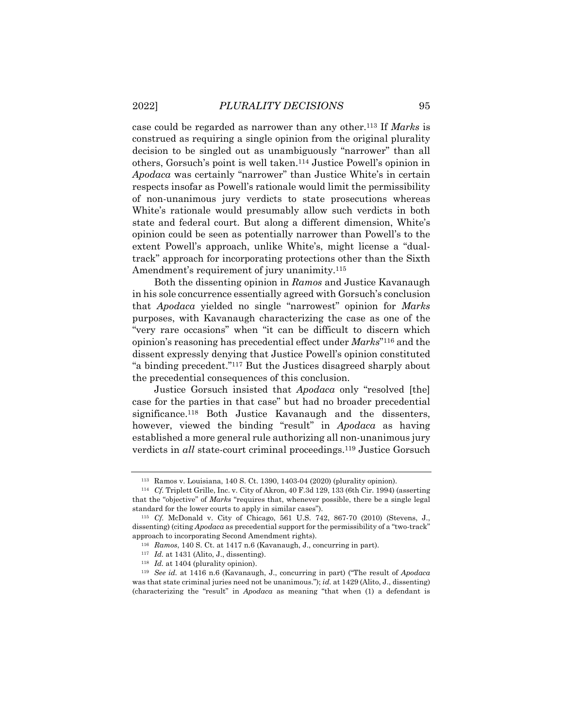case could be regarded as narrower than any other.[113] If *Marks* is construed as requiring a single opinion from the original plurality decision to be singled out as unambiguously "narrower" than all others, Gorsuch's point is well taken.[114] Justice Powell's opinion in *Apodaca* was certainly "narrower" than Justice White's in certain respects insofar as Powell's rationale would limit the permissibility of non-unanimous jury verdicts to state prosecutions whereas White's rationale would presumably allow such verdicts in both state and federal court. But along a different dimension, White's opinion could be seen as potentially narrower than Powell's to the extent Powell's approach, unlike White's, might license a "dual-track" approach for incorporating protections other than the Sixth Amendment's requirement of jury unanimity.[115]

Both the dissenting opinion in *Ramos* and Justice Kavanaugh in his sole concurrence essentially agreed with Gorsuch's conclusion that *Apodaca* yielded no single "narrowest" opinion for *Marks* purposes, with Kavanaugh characterizing the case as one of the "very rare occasions" when "it can be difficult to discern which opinion's reasoning has precedential effect under *Marks*"[116] and the dissent expressly denying that Justice Powell's opinion constituted "a binding precedent."[117] But the Justices disagreed sharply about the precedential consequences of this conclusion.

Justice Gorsuch insisted that *Apodaca* only "resolved [the] case for the parties in that case" but had no broader precedential significance.[118] Both Justice Kavanaugh and the dissenters, however, viewed the binding "result" in *Apodaca* as having established a more general rule authorizing all non-unanimous jury verdicts in *all* state-court criminal proceedings.[119] Justice Gorsuch

---

[113] Ramos v. Louisiana, 140 S. Ct. 1390, 1403-04 (2020) (plurality opinion).

[114] *Cf.* Triplett Grille, Inc. v. City of Akron, 40 F.3d 129, 133 (6th Cir. 1994) (asserting that the "objective" of *Marks* "requires that, whenever possible, there be a single legal standard for the lower courts to apply in similar cases").

[115] *Cf.* McDonald v. City of Chicago, 561 U.S. 742, 867-70 (2010) (Stevens, J., dissenting) (citing *Apodaca* as precedential support for the permissibility of a "two-track" approach to incorporating Second Amendment rights).

[116] *Ramos*, 140 S. Ct. at 1417 n.6 (Kavanaugh, J., concurring in part).

[117] *Id.* at 1431 (Alito, J., dissenting).

[118] *Id.* at 1404 (plurality opinion).

[119] *See id.* at 1416 n.6 (Kavanaugh, J., concurring in part) ("The result of *Apodaca* was that state criminal juries need not be unanimous."); *id.* at 1429 (Alito, J., dissenting) (characterizing the "result" in *Apodaca* as meaning "that when (1) a defendant is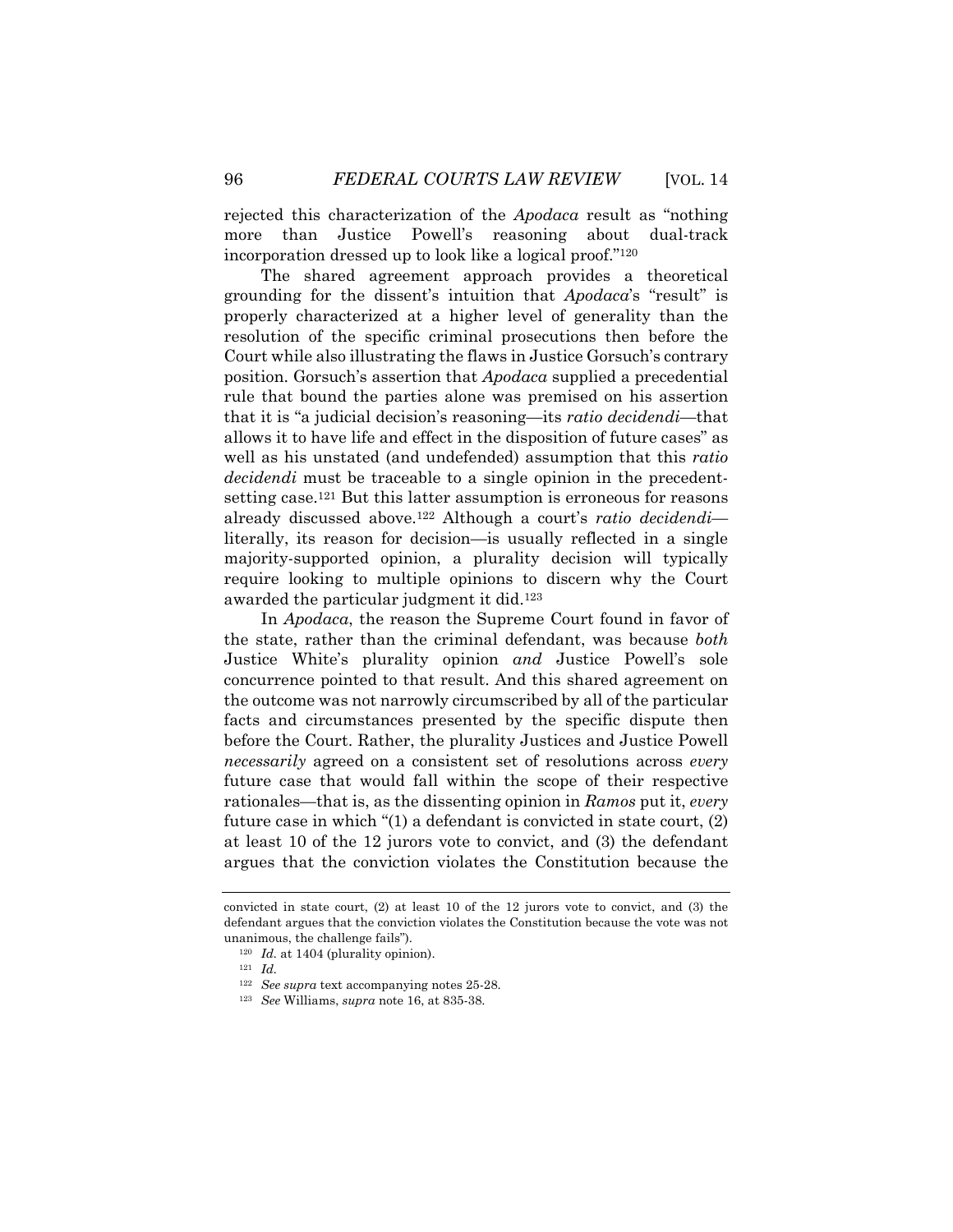rejected this characterization of the *Apodaca* result as "nothing more than Justice Powell's reasoning about dual-track incorporation dressed up to look like a logical proof."[120]

The shared agreement approach provides a theoretical grounding for the dissent's intuition that *Apodaca*'s "result" is properly characterized at a higher level of generality than the resolution of the specific criminal prosecutions then before the Court while also illustrating the flaws in Justice Gorsuch's contrary position. Gorsuch's assertion that *Apodaca* supplied a precedential rule that bound the parties alone was premised on his assertion that it is "a judicial decision's reasoning—its *ratio decidendi*—that allows it to have life and effect in the disposition of future cases" as well as his unstated (and undefended) assumption that this *ratio decidendi* must be traceable to a single opinion in the precedent-setting case.[121] But this latter assumption is erroneous for reasons already discussed above.[122] Although a court's *ratio decidendi*—literally, its reason for decision—is usually reflected in a single majority-supported opinion, a plurality decision will typically require looking to multiple opinions to discern why the Court awarded the particular judgment it did.[123]

In *Apodaca*, the reason the Supreme Court found in favor of the state, rather than the criminal defendant, was because *both* Justice White's plurality opinion *and* Justice Powell's sole concurrence pointed to that result. And this shared agreement on the outcome was not narrowly circumscribed by all of the particular facts and circumstances presented by the specific dispute then before the Court. Rather, the plurality Justices and Justice Powell *necessarily* agreed on a consistent set of resolutions across *every* future case that would fall within the scope of their respective rationales—that is, as the dissenting opinion in *Ramos* put it, *every* future case in which "(1) a defendant is convicted in state court, (2) at least 10 of the 12 jurors vote to convict, and (3) the defendant argues that the conviction violates the Constitution because the

---

convicted in state court, (2) at least 10 of the 12 jurors vote to convict, and (3) the defendant argues that the conviction violates the Constitution because the vote was not unanimous, the challenge fails").

[120] *Id.* at 1404 (plurality opinion).

[121] *Id.*

[122] *See supra* text accompanying notes 25-28.

[123] *See* Williams, *supra* note 16, at 835-38.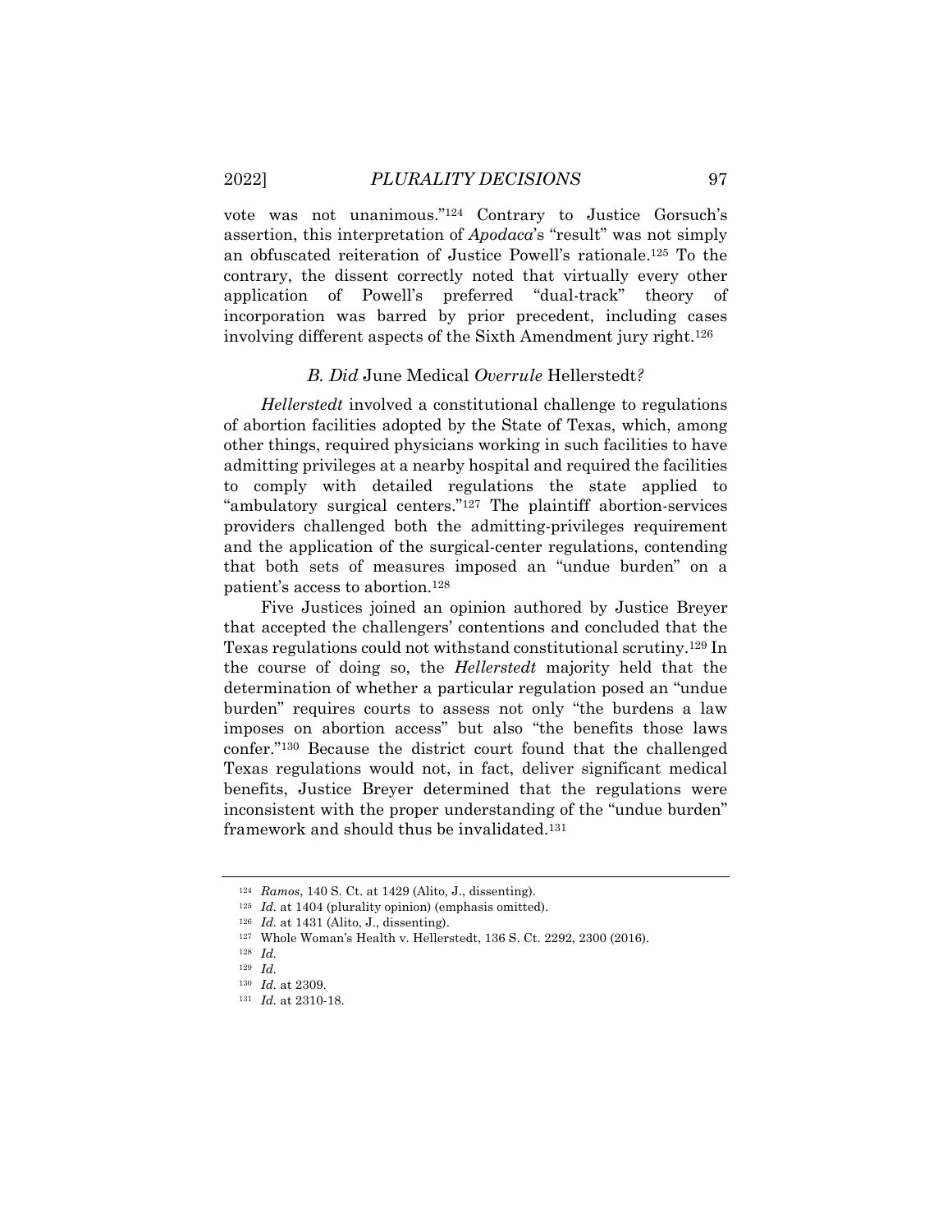vote was not unanimous."[124] Contrary to Justice Gorsuch's assertion, this interpretation of *Apodaca*'s "result" was not simply an obfuscated reiteration of Justice Powell's rationale.[125] To the contrary, the dissent correctly noted that virtually every other application of Powell's preferred "dual-track" theory of incorporation was barred by prior precedent, including cases involving different aspects of the Sixth Amendment jury right.[126]

### *B. Did* June Medical *Overrule* Hellerstedt*?*

*Hellerstedt* involved a constitutional challenge to regulations of abortion facilities adopted by the State of Texas, which, among other things, required physicians working in such facilities to have admitting privileges at a nearby hospital and required the facilities to comply with detailed regulations the state applied to "ambulatory surgical centers."[127] The plaintiff abortion-services providers challenged both the admitting-privileges requirement and the application of the surgical-center regulations, contending that both sets of measures imposed an "undue burden" on a patient's access to abortion.[128]

Five Justices joined an opinion authored by Justice Breyer that accepted the challengers' contentions and concluded that the Texas regulations could not withstand constitutional scrutiny.[129] In the course of doing so, the *Hellerstedt* majority held that the determination of whether a particular regulation posed an "undue burden" requires courts to assess not only "the burdens a law imposes on abortion access" but also "the benefits those laws confer."[130] Because the district court found that the challenged Texas regulations would not, in fact, deliver significant medical benefits, Justice Breyer determined that the regulations were inconsistent with the proper understanding of the "undue burden" framework and should thus be invalidated.[131]

---

[124] *Ramos*, 140 S. Ct. at 1429 (Alito, J., dissenting).

[125] *Id.* at 1404 (plurality opinion) (emphasis omitted).

[126] *Id.* at 1431 (Alito, J., dissenting).

[127] Whole Woman's Health v. Hellerstedt, 136 S. Ct. 2292, 2300 (2016).

[128] *Id.*

[129] *Id.*

[130] *Id.* at 2309.

[131] *Id.* at 2310-18.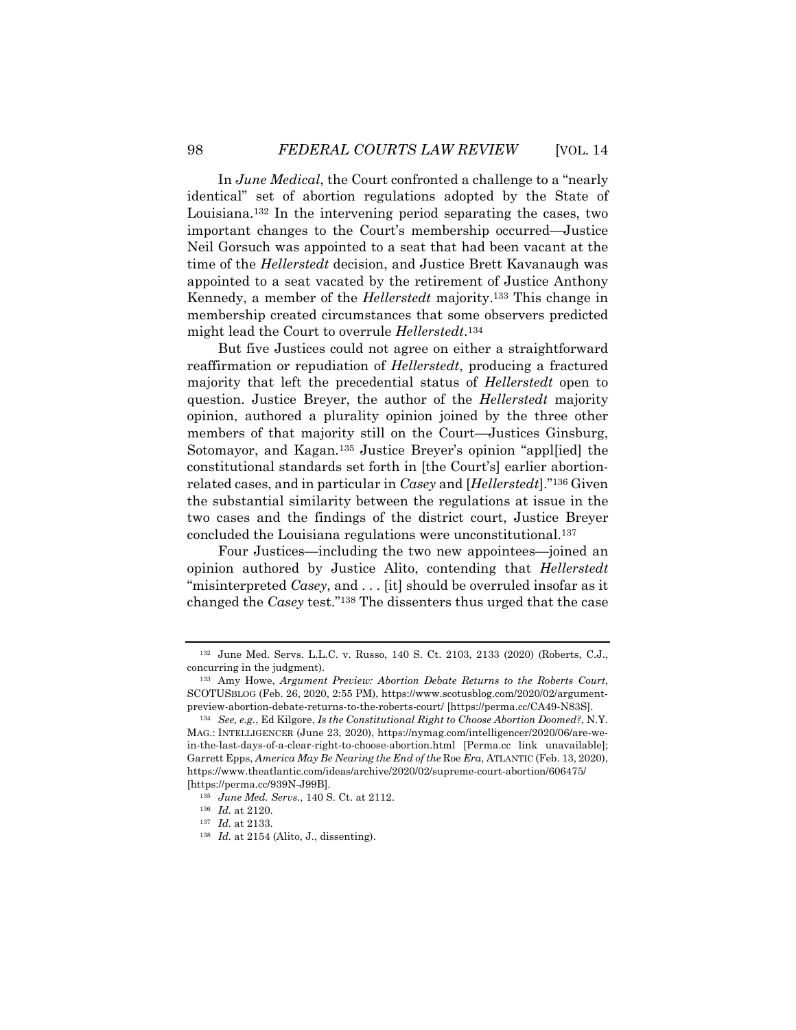In *June Medical*, the Court confronted a challenge to a "nearly identical" set of abortion regulations adopted by the State of Louisiana.[132] In the intervening period separating the cases, two important changes to the Court's membership occurred—Justice Neil Gorsuch was appointed to a seat that had been vacant at the time of the *Hellerstedt* decision, and Justice Brett Kavanaugh was appointed to a seat vacated by the retirement of Justice Anthony Kennedy, a member of the *Hellerstedt* majority.[133] This change in membership created circumstances that some observers predicted might lead the Court to overrule *Hellerstedt*.[134]

But five Justices could not agree on either a straightforward reaffirmation or repudiation of *Hellerstedt*, producing a fractured majority that left the precedential status of *Hellerstedt* open to question. Justice Breyer, the author of the *Hellerstedt* majority opinion, authored a plurality opinion joined by the three other members of that majority still on the Court—Justices Ginsburg, Sotomayor, and Kagan.[135] Justice Breyer's opinion "appl[ied] the constitutional standards set forth in [the Court's] earlier abortion-related cases, and in particular in *Casey* and [*Hellerstedt*]."[136] Given the substantial similarity between the regulations at issue in the two cases and the findings of the district court, Justice Breyer concluded the Louisiana regulations were unconstitutional.[137]

Four Justices—including the two new appointees—joined an opinion authored by Justice Alito, contending that *Hellerstedt* "misinterpreted *Casey*, and . . . [it] should be overruled insofar as it changed the *Casey* test."[138] The dissenters thus urged that the case

---

[132] June Med. Servs. L.L.C. v. Russo, 140 S. Ct. 2103, 2133 (2020) (Roberts, C.J., concurring in the judgment).

[133] Amy Howe, *Argument Preview: Abortion Debate Returns to the Roberts Court*, SCOTUSBLOG (Feb. 26, 2020, 2:55 PM), https://www.scotusblog.com/2020/02/argument-preview-abortion-debate-returns-to-the-roberts-court/ [https://perma.cc/CA49-N83S].

[134] *See, e.g.*, Ed Kilgore, *Is the Constitutional Right to Choose Abortion Doomed?*, N.Y. MAG.: INTELLIGENCER (June 23, 2020), https://nymag.com/intelligencer/2020/06/are-we-in-the-last-days-of-a-clear-right-to-choose-abortion.html [Perma.cc link unavailable]; Garrett Epps, *America May Be Nearing the End of the* Roe *Era*, ATLANTIC (Feb. 13, 2020), https://www.theatlantic.com/ideas/archive/2020/02/supreme-court-abortion/606475/ [https://perma.cc/939N-J99B].

[135] *June Med. Servs.*, 140 S. Ct. at 2112.

[136] *Id.* at 2120.

[137] *Id.* at 2133.

[138] *Id.* at 2154 (Alito, J., dissenting).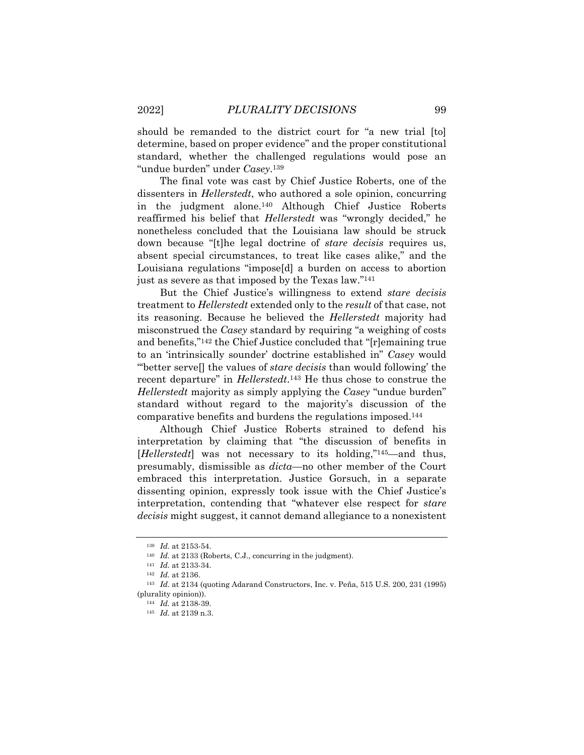should be remanded to the district court for "a new trial [to] determine, based on proper evidence" and the proper constitutional standard, whether the challenged regulations would pose an "undue burden" under *Casey*.[139]

The final vote was cast by Chief Justice Roberts, one of the dissenters in *Hellerstedt*, who authored a sole opinion, concurring in the judgment alone.[140] Although Chief Justice Roberts reaffirmed his belief that *Hellerstedt* was "wrongly decided," he nonetheless concluded that the Louisiana law should be struck down because "[t]he legal doctrine of *stare decisis* requires us, absent special circumstances, to treat like cases alike," and the Louisiana regulations "impose[d] a burden on access to abortion just as severe as that imposed by the Texas law."[141]

But the Chief Justice's willingness to extend *stare decisis* treatment to *Hellerstedt* extended only to the *result* of that case, not its reasoning. Because he believed the *Hellerstedt* majority had misconstrued the *Casey* standard by requiring "a weighing of costs and benefits,"[142] the Chief Justice concluded that "[r]emaining true to an 'intrinsically sounder' doctrine established in" *Casey* would "'better serve[] the values of *stare decisis* than would following' the recent departure" in *Hellerstedt*.[143] He thus chose to construe the *Hellerstedt* majority as simply applying the *Casey* "undue burden" standard without regard to the majority's discussion of the comparative benefits and burdens the regulations imposed.[144]

Although Chief Justice Roberts strained to defend his interpretation by claiming that "the discussion of benefits in [*Hellerstedt*] was not necessary to its holding,"[145]—and thus, presumably, dismissible as *dicta*—no other member of the Court embraced this interpretation. Justice Gorsuch, in a separate dissenting opinion, expressly took issue with the Chief Justice's interpretation, contending that "whatever else respect for *stare decisis* might suggest, it cannot demand allegiance to a nonexistent

---

[139] *Id.* at 2153-54.

[140] *Id.* at 2133 (Roberts, C.J., concurring in the judgment).

[141] *Id.* at 2133-34.

[142] *Id.* at 2136.

[143] *Id.* at 2134 (quoting Adarand Constructors, Inc. v. Peña, 515 U.S. 200, 231 (1995) (plurality opinion)).

[144] *Id.* at 2138-39.

[145] *Id.* at 2139 n.3.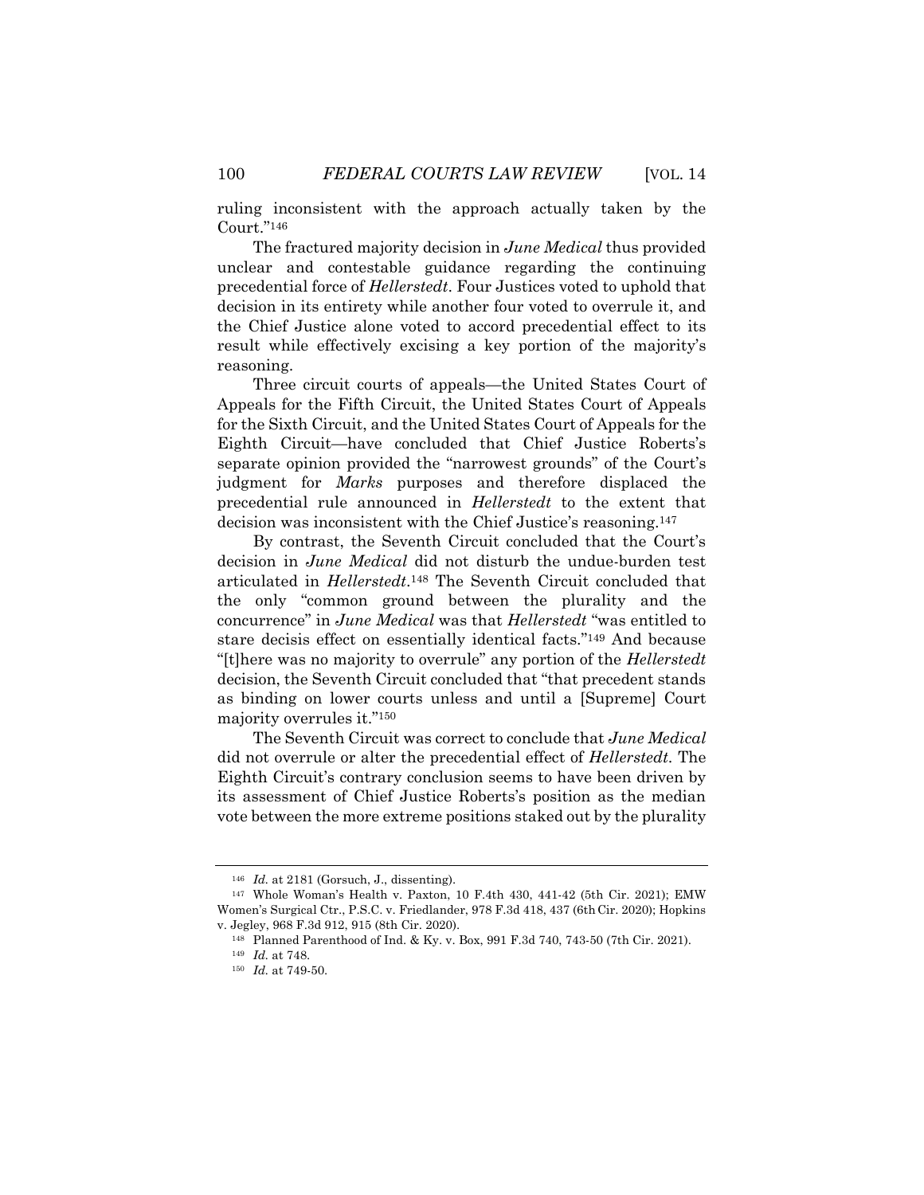ruling inconsistent with the approach actually taken by the Court."[146]

The fractured majority decision in *June Medical* thus provided unclear and contestable guidance regarding the continuing precedential force of *Hellerstedt*. Four Justices voted to uphold that decision in its entirety while another four voted to overrule it, and the Chief Justice alone voted to accord precedential effect to its result while effectively excising a key portion of the majority's reasoning.

Three circuit courts of appeals—the United States Court of Appeals for the Fifth Circuit, the United States Court of Appeals for the Sixth Circuit, and the United States Court of Appeals for the Eighth Circuit—have concluded that Chief Justice Roberts's separate opinion provided the "narrowest grounds" of the Court's judgment for *Marks* purposes and therefore displaced the precedential rule announced in *Hellerstedt* to the extent that decision was inconsistent with the Chief Justice's reasoning.[147]

By contrast, the Seventh Circuit concluded that the Court's decision in *June Medical* did not disturb the undue-burden test articulated in *Hellerstedt*.[148] The Seventh Circuit concluded that the only "common ground between the plurality and the concurrence" in *June Medical* was that *Hellerstedt* "was entitled to stare decisis effect on essentially identical facts."[149] And because "[t]here was no majority to overrule" any portion of the *Hellerstedt* decision, the Seventh Circuit concluded that "that precedent stands as binding on lower courts unless and until a [Supreme] Court majority overrules it."[150]

The Seventh Circuit was correct to conclude that *June Medical* did not overrule or alter the precedential effect of *Hellerstedt*. The Eighth Circuit's contrary conclusion seems to have been driven by its assessment of Chief Justice Roberts's position as the median vote between the more extreme positions staked out by the plurality

---

[146] *Id.* at 2181 (Gorsuch, J., dissenting).

[147] Whole Woman's Health v. Paxton, 10 F.4th 430, 441-42 (5th Cir. 2021); EMW Women's Surgical Ctr., P.S.C. v. Friedlander, 978 F.3d 418, 437 (6th Cir. 2020); Hopkins v. Jegley, 968 F.3d 912, 915 (8th Cir. 2020).

[148] Planned Parenthood of Ind. & Ky. v. Box, 991 F.3d 740, 743-50 (7th Cir. 2021).

[149] *Id.* at 748.

[150] *Id.* at 749-50.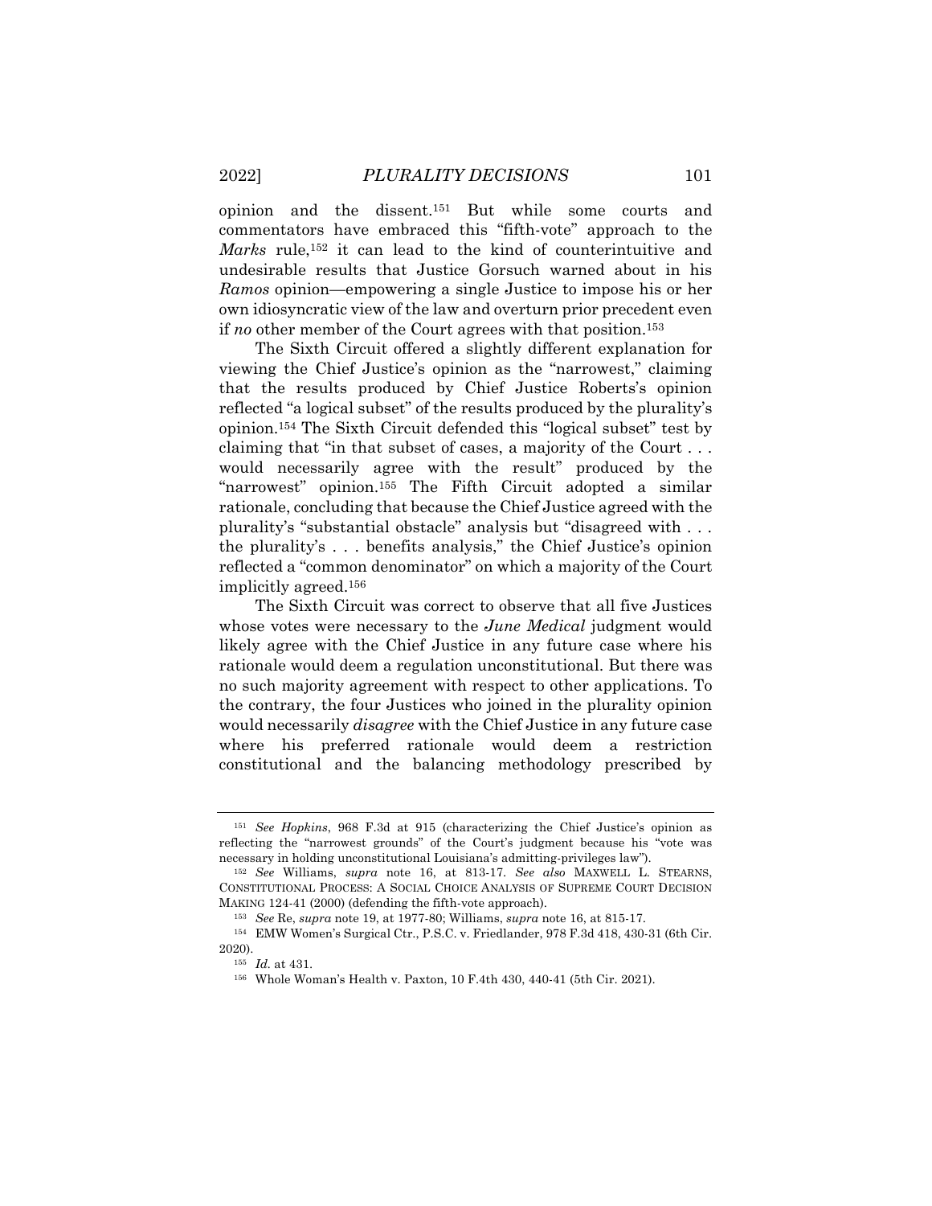opinion and the dissent.[151] But while some courts and commentators have embraced this "fifth-vote" approach to the *Marks* rule,[152] it can lead to the kind of counterintuitive and undesirable results that Justice Gorsuch warned about in his *Ramos* opinion—empowering a single Justice to impose his or her own idiosyncratic view of the law and overturn prior precedent even if *no* other member of the Court agrees with that position.[153]

The Sixth Circuit offered a slightly different explanation for viewing the Chief Justice's opinion as the "narrowest," claiming that the results produced by Chief Justice Roberts's opinion reflected "a logical subset" of the results produced by the plurality's opinion.[154] The Sixth Circuit defended this "logical subset" test by claiming that "in that subset of cases, a majority of the Court . . . would necessarily agree with the result" produced by the "narrowest" opinion.[155] The Fifth Circuit adopted a similar rationale, concluding that because the Chief Justice agreed with the plurality's "substantial obstacle" analysis but "disagreed with . . . the plurality's . . . benefits analysis," the Chief Justice's opinion reflected a "common denominator" on which a majority of the Court implicitly agreed.[156]

The Sixth Circuit was correct to observe that all five Justices whose votes were necessary to the *June Medical* judgment would likely agree with the Chief Justice in any future case where his rationale would deem a regulation unconstitutional. But there was no such majority agreement with respect to other applications. To the contrary, the four Justices who joined in the plurality opinion would necessarily *disagree* with the Chief Justice in any future case where his preferred rationale would deem a restriction constitutional and the balancing methodology prescribed by

---

[151] *See Hopkins*, 968 F.3d at 915 (characterizing the Chief Justice's opinion as reflecting the "narrowest grounds" of the Court's judgment because his "vote was necessary in holding unconstitutional Louisiana's admitting-privileges law").

[152] *See* Williams, *supra* note 16, at 813-17. *See also* MAXWELL L. STEARNS, CONSTITUTIONAL PROCESS: A SOCIAL CHOICE ANALYSIS OF SUPREME COURT DECISION MAKING 124-41 (2000) (defending the fifth-vote approach).

[153] *See* Re, *supra* note 19, at 1977-80; Williams, *supra* note 16, at 815-17.

[154] EMW Women's Surgical Ctr., P.S.C. v. Friedlander, 978 F.3d 418, 430-31 (6th Cir. 2020).

[155] *Id.* at 431.

[156] Whole Woman's Health v. Paxton, 10 F.4th 430, 440-41 (5th Cir. 2021).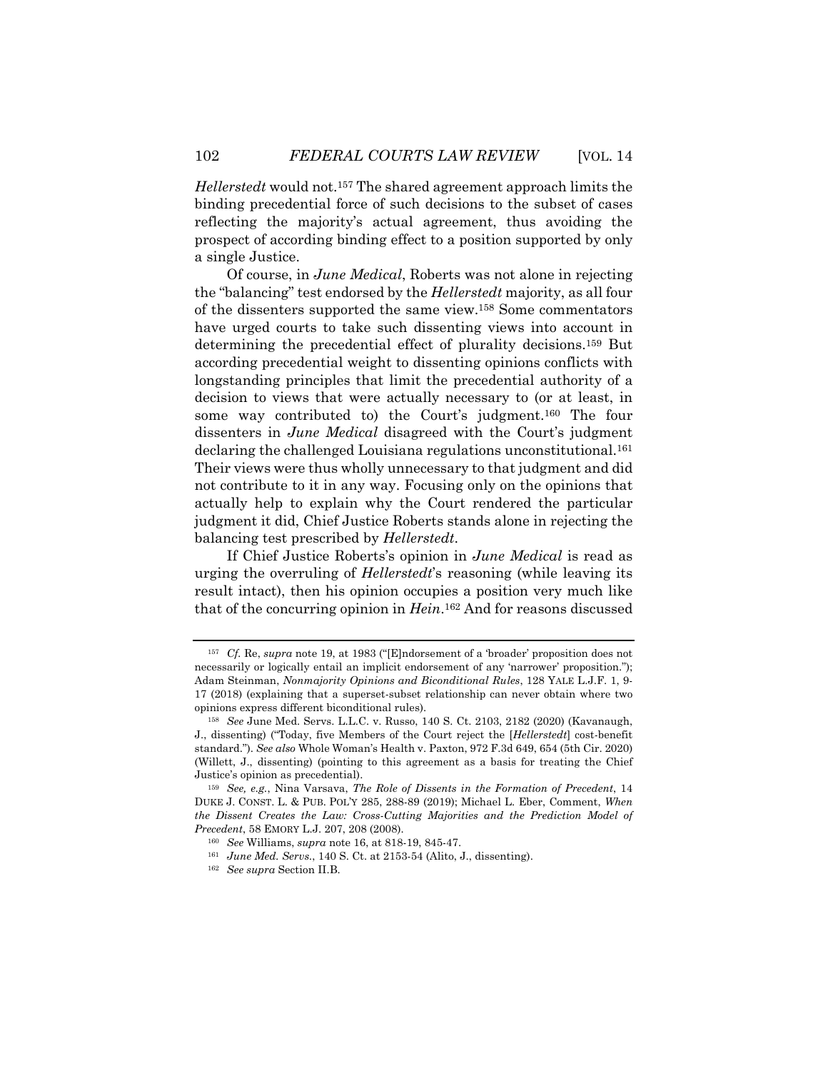*Hellerstedt* would not.[157] The shared agreement approach limits the binding precedential force of such decisions to the subset of cases reflecting the majority's actual agreement, thus avoiding the prospect of according binding effect to a position supported by only a single Justice.

Of course, in *June Medical*, Roberts was not alone in rejecting the "balancing" test endorsed by the *Hellerstedt* majority, as all four of the dissenters supported the same view.[158] Some commentators have urged courts to take such dissenting views into account in determining the precedential effect of plurality decisions.[159] But according precedential weight to dissenting opinions conflicts with longstanding principles that limit the precedential authority of a decision to views that were actually necessary to (or at least, in some way contributed to) the Court's judgment.[160] The four dissenters in *June Medical* disagreed with the Court's judgment declaring the challenged Louisiana regulations unconstitutional.[161] Their views were thus wholly unnecessary to that judgment and did not contribute to it in any way. Focusing only on the opinions that actually help to explain why the Court rendered the particular judgment it did, Chief Justice Roberts stands alone in rejecting the balancing test prescribed by *Hellerstedt*.

If Chief Justice Roberts's opinion in *June Medical* is read as urging the overruling of *Hellerstedt*'s reasoning (while leaving its result intact), then his opinion occupies a position very much like that of the concurring opinion in *Hein*.[162] And for reasons discussed

---

[157] *Cf.* Re, *supra* note 19, at 1983 ("[E]ndorsement of a 'broader' proposition does not necessarily or logically entail an implicit endorsement of any 'narrower' proposition."); Adam Steinman, *Nonmajority Opinions and Biconditional Rules*, 128 YALE L.J.F. 1, 9-17 (2018) (explaining that a superset-subset relationship can never obtain where two opinions express different biconditional rules).

[158] *See* June Med. Servs. L.L.C. v. Russo, 140 S. Ct. 2103, 2182 (2020) (Kavanaugh, J., dissenting) ("Today, five Members of the Court reject the [*Hellerstedt*] cost-benefit standard."). *See also* Whole Woman's Health v. Paxton, 972 F.3d 649, 654 (5th Cir. 2020) (Willett, J., dissenting) (pointing to this agreement as a basis for treating the Chief Justice's opinion as precedential).

[159] *See, e.g.*, Nina Varsava, *The Role of Dissents in the Formation of Precedent*, 14 DUKE J. CONST. L. & PUB. POL'Y 285, 288-89 (2019); Michael L. Eber, Comment, *When the Dissent Creates the Law: Cross-Cutting Majorities and the Prediction Model of Precedent*, 58 EMORY L.J. 207, 208 (2008).

[160] *See* Williams, *supra* note 16, at 818-19, 845-47.

[161] *June Med. Servs.*, 140 S. Ct. at 2153-54 (Alito, J., dissenting).

[162] *See supra* Section II.B.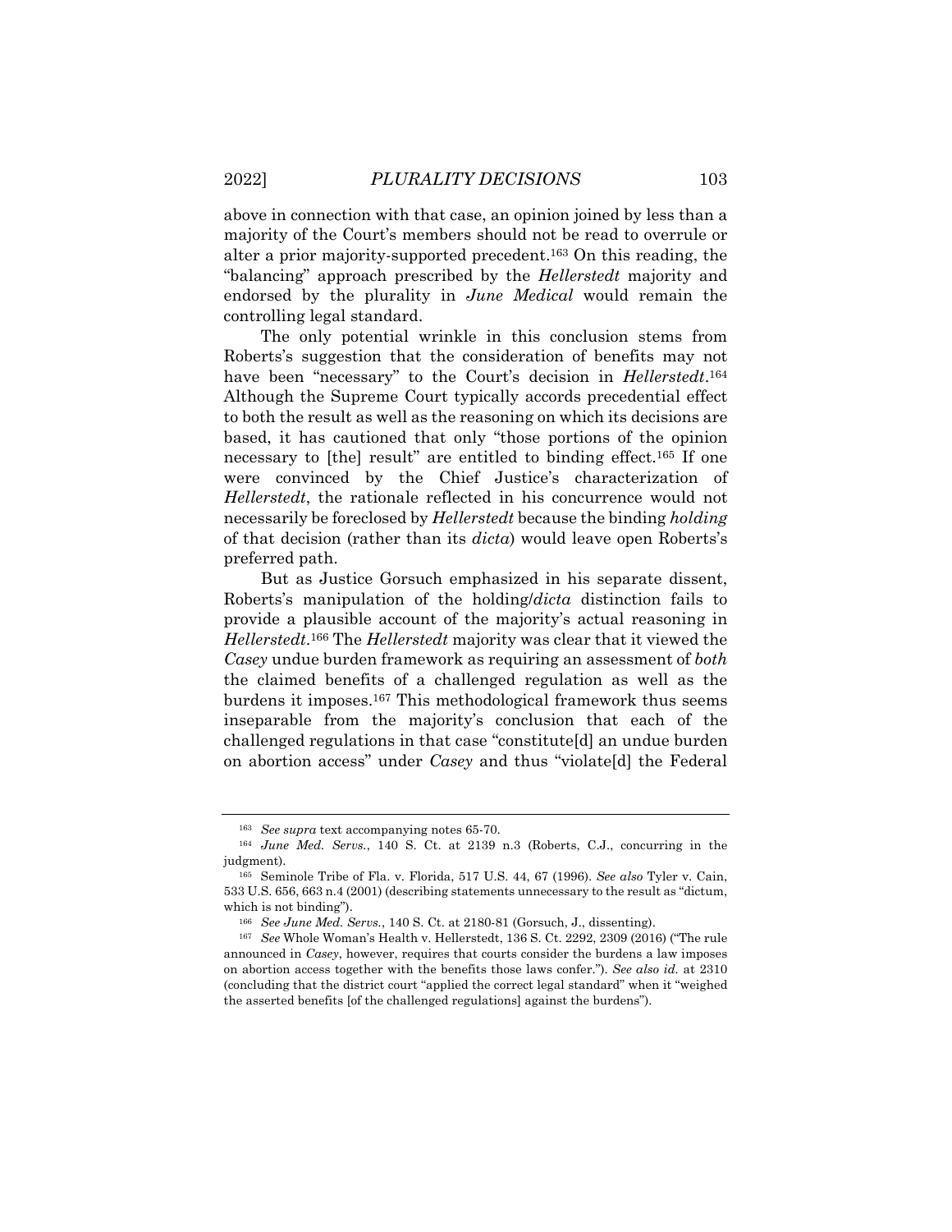above in connection with that case, an opinion joined by less than a majority of the Court's members should not be read to overrule or alter a prior majority-supported precedent.[163] On this reading, the "balancing" approach prescribed by the *Hellerstedt* majority and endorsed by the plurality in *June Medical* would remain the controlling legal standard.

The only potential wrinkle in this conclusion stems from Roberts's suggestion that the consideration of benefits may not have been "necessary" to the Court's decision in *Hellerstedt*.[164] Although the Supreme Court typically accords precedential effect to both the result as well as the reasoning on which its decisions are based, it has cautioned that only "those portions of the opinion necessary to [the] result" are entitled to binding effect.[165] If one were convinced by the Chief Justice's characterization of *Hellerstedt*, the rationale reflected in his concurrence would not necessarily be foreclosed by *Hellerstedt* because the binding *holding* of that decision (rather than its *dicta*) would leave open Roberts's preferred path.

But as Justice Gorsuch emphasized in his separate dissent, Roberts's manipulation of the holding/*dicta* distinction fails to provide a plausible account of the majority's actual reasoning in *Hellerstedt*.[166] The *Hellerstedt* majority was clear that it viewed the *Casey* undue burden framework as requiring an assessment of *both* the claimed benefits of a challenged regulation as well as the burdens it imposes.[167] This methodological framework thus seems inseparable from the majority's conclusion that each of the challenged regulations in that case "constitute[d] an undue burden on abortion access" under *Casey* and thus "violate[d] the Federal

---

[163] *See supra* text accompanying notes 65-70.

[164] *June Med. Servs.*, 140 S. Ct. at 2139 n.3 (Roberts, C.J., concurring in the judgment).

[165] Seminole Tribe of Fla. v. Florida, 517 U.S. 44, 67 (1996). *See also* Tyler v. Cain, 533 U.S. 656, 663 n.4 (2001) (describing statements unnecessary to the result as "dictum, which is not binding").

[166] *See June Med. Servs.*, 140 S. Ct. at 2180-81 (Gorsuch, J., dissenting).

[167] *See* Whole Woman's Health v. Hellerstedt, 136 S. Ct. 2292, 2309 (2016) ("The rule announced in *Casey*, however, requires that courts consider the burdens a law imposes on abortion access together with the benefits those laws confer."). *See also id.* at 2310 (concluding that the district court "applied the correct legal standard" when it "weighed the asserted benefits [of the challenged regulations] against the burdens").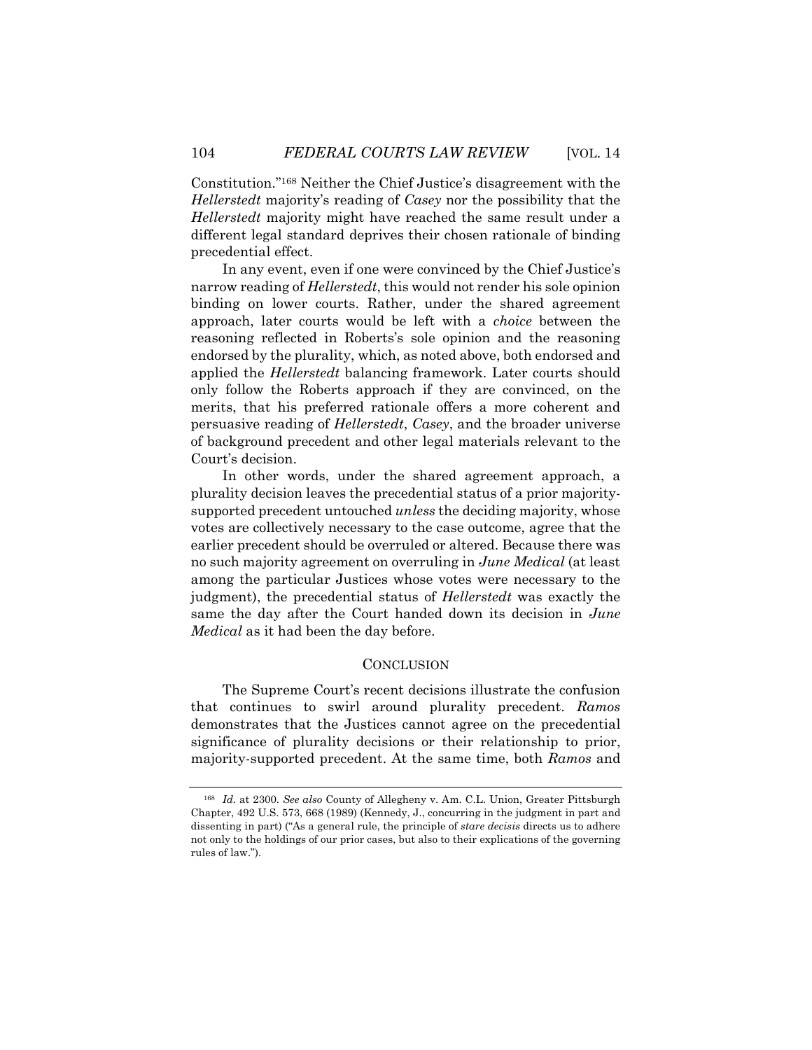Constitution."[168] Neither the Chief Justice's disagreement with the *Hellerstedt* majority's reading of *Casey* nor the possibility that the *Hellerstedt* majority might have reached the same result under a different legal standard deprives their chosen rationale of binding precedential effect.

In any event, even if one were convinced by the Chief Justice's narrow reading of *Hellerstedt*, this would not render his sole opinion binding on lower courts. Rather, under the shared agreement approach, later courts would be left with a *choice* between the reasoning reflected in Roberts's sole opinion and the reasoning endorsed by the plurality, which, as noted above, both endorsed and applied the *Hellerstedt* balancing framework. Later courts should only follow the Roberts approach if they are convinced, on the merits, that his preferred rationale offers a more coherent and persuasive reading of *Hellerstedt*, *Casey*, and the broader universe of background precedent and other legal materials relevant to the Court's decision.

In other words, under the shared agreement approach, a plurality decision leaves the precedential status of a prior majority-supported precedent untouched *unless* the deciding majority, whose votes are collectively necessary to the case outcome, agree that the earlier precedent should be overruled or altered. Because there was no such majority agreement on overruling in *June Medical* (at least among the particular Justices whose votes were necessary to the judgment), the precedential status of *Hellerstedt* was exactly the same the day after the Court handed down its decision in *June Medical* as it had been the day before.

## CONCLUSION

The Supreme Court's recent decisions illustrate the confusion that continues to swirl around plurality precedent. *Ramos* demonstrates that the Justices cannot agree on the precedential significance of plurality decisions or their relationship to prior, majority-supported precedent. At the same time, both *Ramos* and

---

[168] *Id.* at 2300. *See also* County of Allegheny v. Am. C.L. Union, Greater Pittsburgh Chapter, 492 U.S. 573, 668 (1989) (Kennedy, J., concurring in the judgment in part and dissenting in part) ("As a general rule, the principle of *stare decisis* directs us to adhere not only to the holdings of our prior cases, but also to their explications of the governing rules of law.").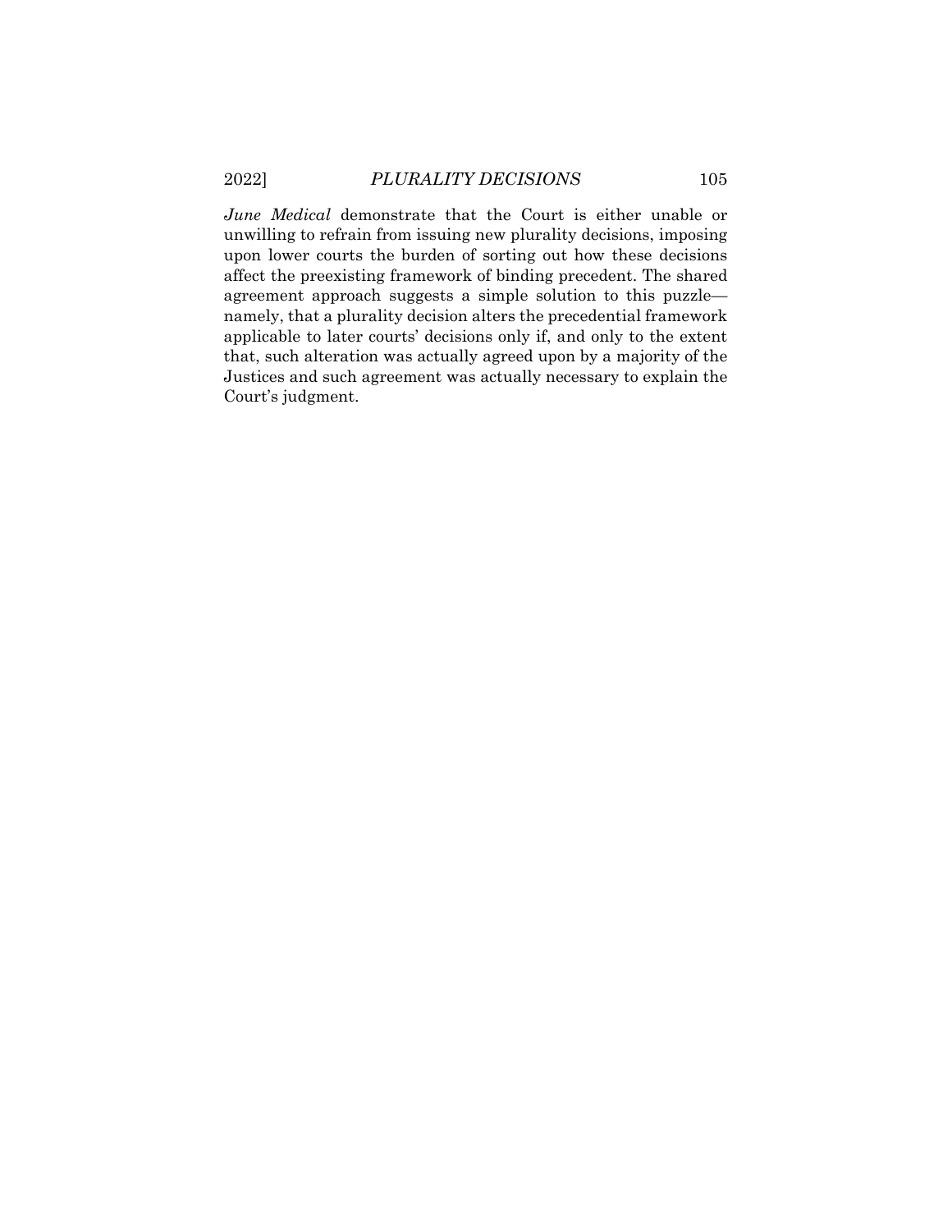*June Medical* demonstrate that the Court is either unable or unwilling to refrain from issuing new plurality decisions, imposing upon lower courts the burden of sorting out how these decisions affect the preexisting framework of binding precedent. The shared agreement approach suggests a simple solution to this puzzle—namely, that a plurality decision alters the precedential framework applicable to later courts' decisions only if, and only to the extent that, such alteration was actually agreed upon by a majority of the Justices and such agreement was actually necessary to explain the Court's judgment.